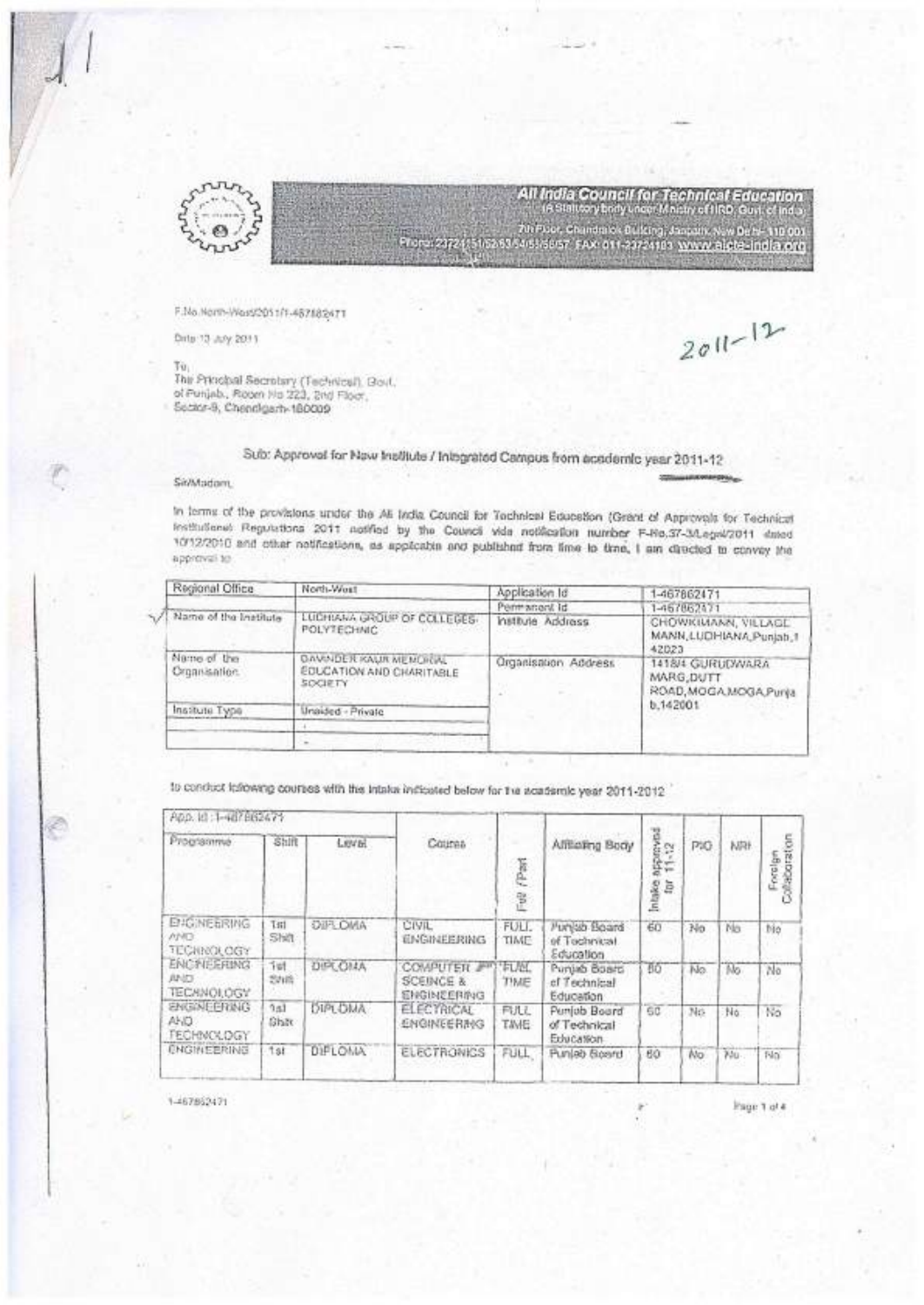All India Council for Technical Education
(A Statutory body under Ministry of HRD, Govt. of India)
7th Floor, Chandralok Building, Janpath, New Delhi- 110 001
Phone: 23724151/52/53/54/55/56/57 FAX: 011-23724183 www.aicte-india.org

F.No.North-West/2011/1-467862471

Date 13 July 2011

2011-12

To,
The Principal Secretary (Technical), Govt. of Punjab, Room No 223, 2nd Floor, Sector-9, Chandigarh-160009

## Sub: Approval for New Institute / Integrated Campus from academic year 2011-12

Sir/Madam,

In terms of the provisions under the All India Council for Technical Education (Grant of Approvals for Technical Institutions) Regulations 2011 notified by the Council vide notification number F-No.37-3/Legal/2011 dated 10/12/2010 and other notifications, as applicable and published from time to time, I am directed to convey the approval to

| Regional Office | North-West | Application Id | 1-467862471 |
|---|---|---|---|
| | | Permanent Id | 1-467862471 |
| Name of the Institute | LUDHIANA GROUP OF COLLEGES-POLYTECHNIC | Institute Address | CHOWKIMANN, VILLAGE MANN,LUDHIANA,Punjab,142023 |
| Name of the Organisation | DAVINDER KAUR MEMORIAL EDUCATION AND CHARITABLE SOCIETY | Organisation Address | 1418/4 GURUDWARA MARG,DUTT ROAD,MOGA,MOGA,Punjab,142001 |
| Institute Type | Unaided - Private | | |

to conduct following courses with the intake indicated below for the academic year 2011-2012

| App. Id : 1-467862471 | | | | | | | | | |
|---|---|---|---|---|---|---|---|---|---|
| Programme | Shift | Level | Course | Full/Part | Affiliating Body | Intake approved for 11-12 | PIO | NRI | Foreign Collaboration |
| ENGINEERING AND TECHNOLOGY | 1st Shift | DIPLOMA | CIVIL ENGINEERING | FULL TIME | Punjab Board of Technical Education | 60 | No | No | No |
| ENGINEERING AND TECHNOLOGY | 1st Shift | DIPLOMA | COMPUTER SCEINCE & ENGINEERING | FULL TIME | Punjab Board of Technical Education | 60 | No | No | No |
| ENGINEERING AND TECHNOLOGY | 1st Shift | DIPLOMA | ELECTRICAL ENGINEERING | FULL TIME | Punjab Board of Technical Education | 60 | No | No | No |
| ENGINEERING | 1st | DIPLOMA | ELECTRONICS | FULL | Punjab Board | 60 | No | No | No |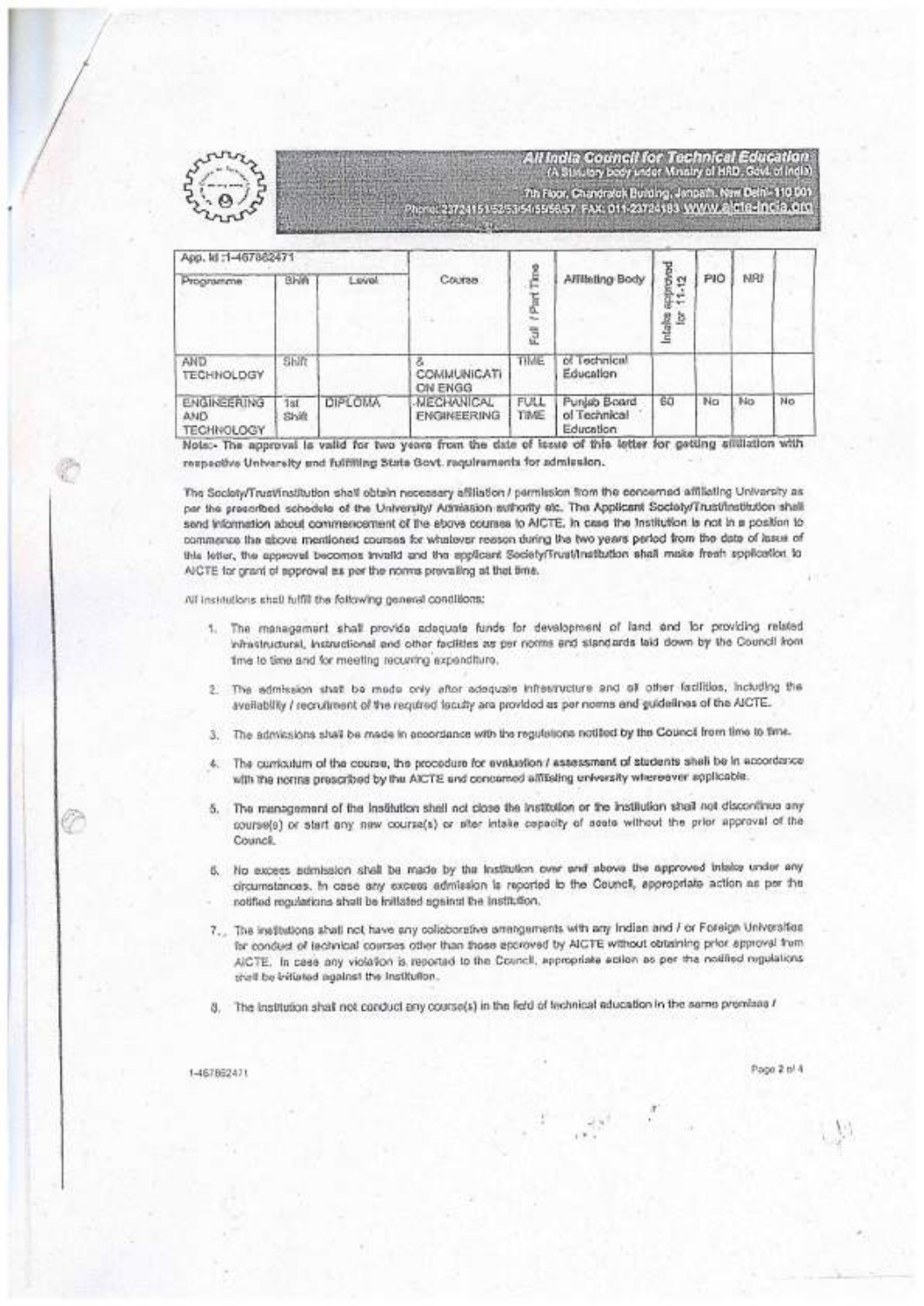**All India Council for Technical Education**
(A Statutory body under Ministry of HRD, Govt. of India)
7th Floor, Chandralok Building, Janpath, New Delhi- 110 001
Phone: 23724151/52/53/54/55/56/57 FAX: 011-23724183 www.aicte-india.org

App. Id :1-467862471

| Programme | Shift | Level | Course | Full / Part Time | Affiliating Body | Intake approved for 11-12 | PIO | NRI | |
|---|---|---|---|---|---|---|---|---|---|
| AND TECHNOLOGY | Shift | | & COMMUNICATION ENGG | TIME | of Technical Education | | | | |
| ENGINEERING AND TECHNOLOGY | 1st Shift | DIPLOMA | MECHANICAL ENGINEERING | FULL TIME | Punjab Board of Technical Education | 60 | No | No | No |

**Note:- The approval is valid for two years from the date of issue of this letter for getting affiliation with respective University and fulfilling State Govt. requirements for admission.**

The Society/Trust/Institution shall obtain necessary affiliation / permission from the concerned affiliating University as per the prescribed schedule of the University/ Admission authority etc. The Applicant Society/Trust/Institution shall send information about commencement of the above courses to AICTE. In case the Institution is not in a position to commence the above mentioned courses for whatever reason during the two years period from the date of issue of this letter, the approval becomes invalid and the applicant Society/Trust/Institution shall make fresh application to AICTE for grant of approval as per the norms prevailing at that time.

All institutions shall fulfill the following general conditions:

1. The management shall provide adequate funds for development of land and for providing related infrastructural, instructional and other facilities as per norms and standards laid down by the Council from time to time and for meeting recurring expenditure.

2. The admission shall be made only after adequate infrastructure and all other facilities, including the availability / recruitment of the required faculty are provided as per norms and guidelines of the AICTE.

3. The admissions shall be made in accordance with the regulations notified by the Council from time to time.

4. The curriculum of the course, the procedure for evaluation / assessment of students shall be in accordance with the norms prescribed by the AICTE and concerned affiliating university whereever applicable.

5. The management of the Institution shall not close the institution or the institution shall not discontinue any course(s) or start any new course(s) or alter intake capacity of seats without the prior approval of the Council.

6. No excess admission shall be made by the Institution over and above the approved intake under any circumstances. In case any excess admission is reported to the Council, appropriate action as per the notified regulations shall be initiated against the institution.

7. The institutions shall not have any collaborative arrangements with any Indian and / or Foreign Universities for conduct of technical courses other than those approved by AICTE without obtaining prior approval from AICTE. In case any violation is reported to the Council, appropriate action as per the notified regulations shall be initiated against the Institution.

8. The institution shall not conduct any course(s) in the field of technical education in the same premises /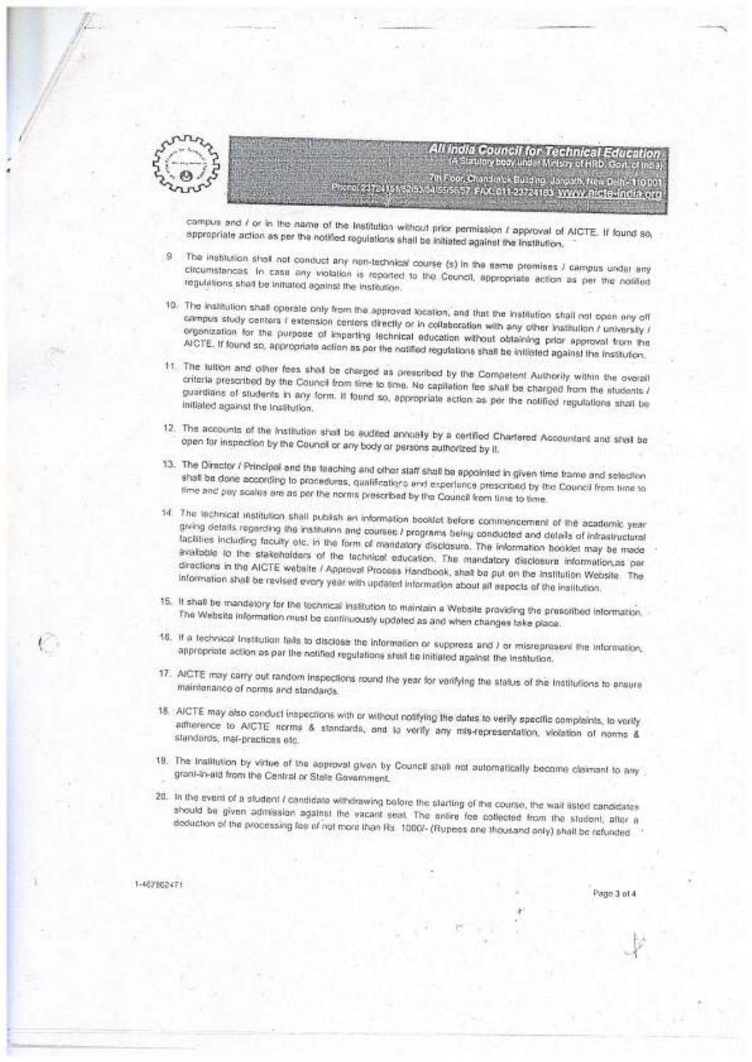campus and / or in the name of the Institution without prior permission / approval of AICTE. If found so, appropriate action as per the notified regulations shall be initiated against the Institution.

9. The institution shall not conduct any non-technical course (s) in the same premises / campus under any circumstances. In case any violation is reported to the Council, appropriate action as per the notified regulations shall be initiated against the Institution.

10. The institution shall operate only from the approved location, and that the institution shall not open any off campus study centers / extension centers directly or in collaboration with any other institution / university / organization for the purpose of imparting technical education without obtaining prior approval from the AICTE. If found so, appropriate action as per the notified regulations shall be initiated against the Institution.

11. The tuition and other fees shall be charged as prescribed by the Competent Authority within the overall criteria prescribed by the Council from time to time. No capitation fee shall be charged from the students / guardians of students in any form. If found so, appropriate action as per the notified regulations shall be initiated against the Institution.

12. The accounts of the Institution shall be audited annually by a certified Chartered Accountant and shall be open for inspection by the Council or any body or persons authorized by it.

13. The Director / Principal and the teaching and other staff shall be appointed in given time frame and selection shall be done according to procedures, qualifications and experience prescribed by the Council from time to time and pay scales are as per the norms prescribed by the Council from time to time.

14. The technical institution shall publish an information booklet before commencement of the academic year giving details regarding the institution and courses / programs being conducted and details of infrastructural facilities including faculty etc. in the form of mandatory disclosure. The information booklet may be made available to the stakeholders of the technical education. The mandatory disclosure information,as per directions in the AICTE website / Approval Process Handbook, shall be put on the Institution Website. The information shall be revised every year with updated information about all aspects of the institution.

15. It shall be mandatory for the technical institution to maintain a Website providing the prescribed information. The Website information must be continuously updated as and when changes take place.

16. If a technical Institution fails to disclose the information or suppress and / or misrepresent the information, appropriate action as per the notified regulations shall be initiated against the Institution.

17. AICTE may carry out random inspections round the year for verifying the status of the Institutions to ensure maintenance of norms and standards.

18. AICTE may also conduct inspections with or without notifying the dates to verify specific complaints, to verify adherence to AICTE norms & standards, and to verify any mis-representation, violation of norms & standards, mal-practices etc.

19. The Institution by virtue of the approval given by Council shall not automatically become claimant to any grant-in-aid from the Central or State Government.

20. In the event of a student / candidate withdrawing before the starting of the course, the wait listed candidates should be given admission against the vacant seat. The entire fee collected from the student, after a deduction of the processing fee of not more than Rs. 1000/- (Rupees one thousand only) shall be refunded

1-467862471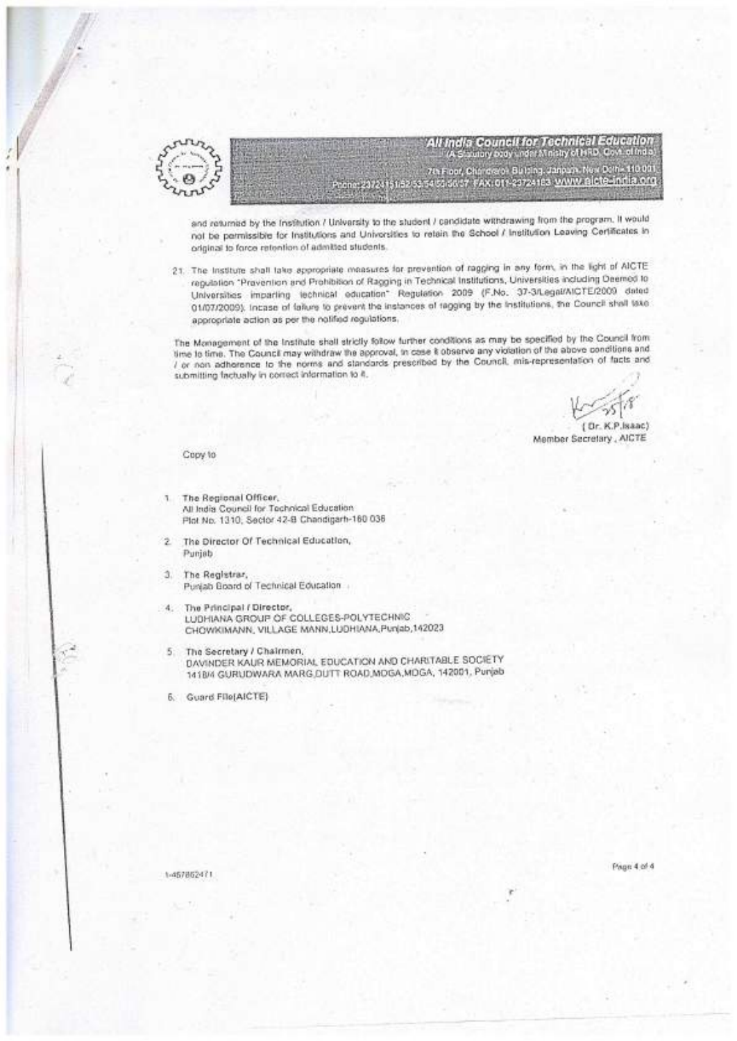**All India Council for Technical Education**
(A Statutory body under Ministry of HRD, Govt. of India)
7th Floor, Chanderlok Building, Janpath, New Delhi- 110 001
Phone: 23724151/52/53/54/55/56/57 FAX: 011-23724183 www.aicte-india.org

and returned by the Institution / University to the student / candidate withdrawing from the program. It would not be permissible for Institutions and Universities to retain the School / Institution Leaving Certificates in original to force retention of admitted students.

21. The Institute shall take appropriate measures for prevention of ragging in any form, in the light of AICTE regulation "Prevention and Prohibition of Ragging in Technical Institutions, Universities including Deemed to Universities imparting technical education" Regulation 2009 (F.No. 37-3/Legal/AICTE/2009 dated 01/07/2009). Incase of failure to prevent the instances of ragging by the Institutions, the Council shall take appropriate action as per the notified regulations.

The Management of the Institute shall strictly follow further conditions as may be specified by the Council from time to time. The Council may withdraw the approval, in case it observe any violation of the above conditions and / or non adherence to the norms and standards prescribed by the Council, mis-representation of facts and submitting factually in correct information to it.

( Dr. K.P.Isaac)
Member Secretary , AICTE

Copy to

1. The Regional Officer,
   All India Council for Technical Education
   Plot No. 1310, Sector 42-B Chandigarh-160 036

2. The Director Of Technical Education,
   Punjab

3. The Registrar,
   Punjab Board of Technical Education

4. The Principal / Director,
   LUDHIANA GROUP OF COLLEGES-POLYTECHNIC
   CHOWKIMANN, VILLAGE MANN,LUDHIANA,Punjab,142023

5. The Secretary / Chairmen,
   DAVINDER KAUR MEMORIAL EDUCATION AND CHARITABLE SOCIETY
   1418/4 GURUDWARA MARG,DUTT ROAD,MOGA,MOGA, 142001, Punjab

6. Guard File(AICTE)

1-457862471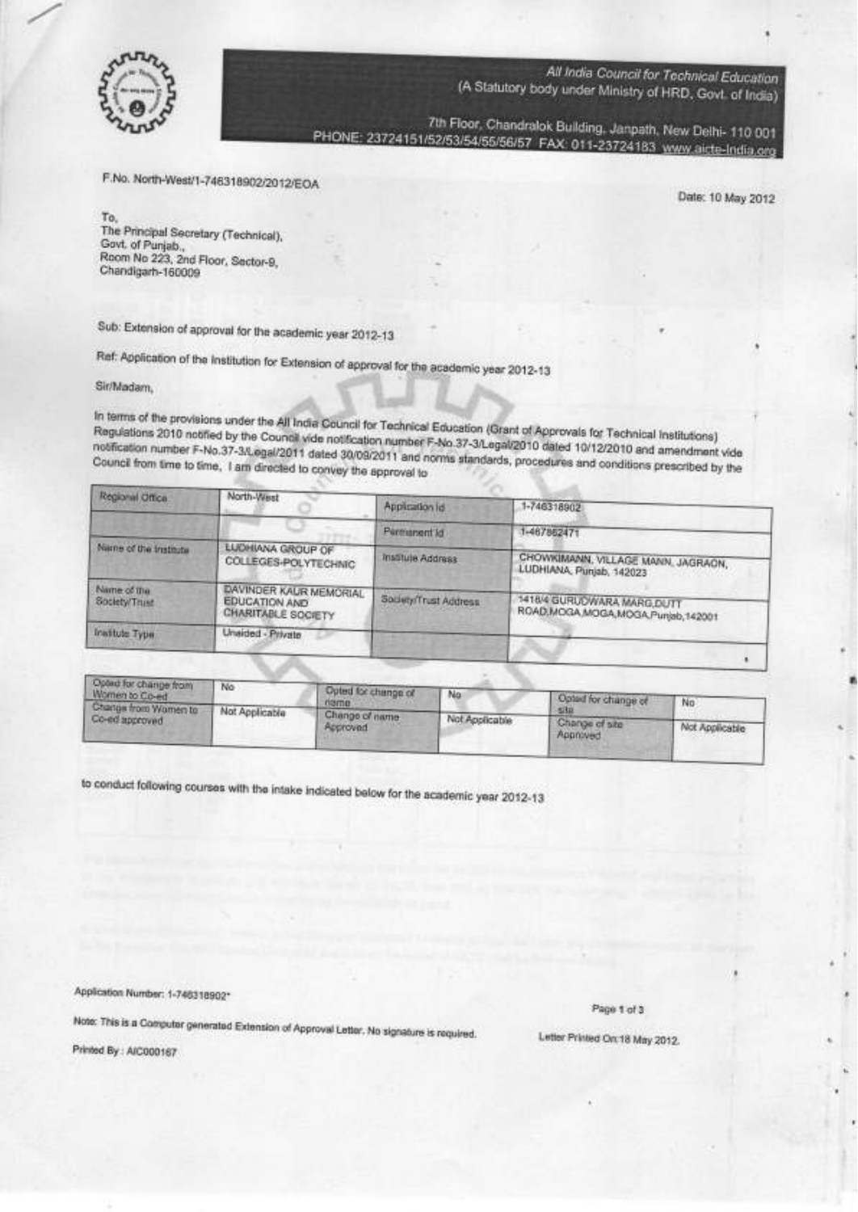All India Council for Technical Education
(A Statutory body under Ministry of HRD, Govt. of India)

7th Floor, Chandralok Building, Janpath, New Delhi- 110 001
PHONE: 23724151/52/53/54/55/56/57 FAX: 011-23724183 www.aicte-India.org

F.No. North-West/1-746318902/2012/EOA

Date: 10 May 2012

To,
The Principal Secretary (Technical),
Govt. of Punjab.,
Room No 223, 2nd Floor, Sector-9,
Chandigarh-160009

Sub: Extension of approval for the academic year 2012-13

Ref: Application of the Institution for Extension of approval for the academic year 2012-13

Sir/Madam,

In terms of the provisions under the All India Council for Technical Education (Grant of Approvals for Technical Institutions) Regulations 2010 notified by the Council vide notification number F-No.37-3/Legal/2010 dated 10/12/2010 and amendment vide notification number F-No.37-3/Legal/2011 dated 30/09/2011 and norms standards, procedures and conditions prescribed by the Council from time to time, I am directed to convey the approval to

| Regional Office | North-West | Application Id | 1-746318902 |
|---|---|---|---|
| | | Permanent Id | 1-467862471 |
| Name of the Institute | LUDHIANA GROUP OF COLLEGES-POLYTECHNIC | Institute Address | CHOWKIMANN, VILLAGE MANN, JAGRAON, LUDHIANA, Punjab, 142023 |
| Name of the Society/Trust | DAVINDER KAUR MEMORIAL EDUCATION AND CHARITABLE SOCIETY | Society/Trust Address | 1418/4 GURUDWARA MARG,DUTT ROAD,MOGA,MOGA,MOGA,Punjab,142001 |
| Institute Type | Unaided - Private | | |

| Opted for change from Women to Co-ed | No | Opted for change of name | No | Opted for change of site | No |
|---|---|---|---|---|---|
| Change from Women to Co-ed approved | Not Applicable | Change of name Approved | Not Applicable | Change of site Approved | Not Applicable |

to conduct following courses with the intake indicated below for the academic year 2012-13

Application Number: 1-746318902*

Note: This is a Computer generated Extension of Approval Letter. No signature is required.

Letter Printed On:18 May 2012.

Printed By : AIC000167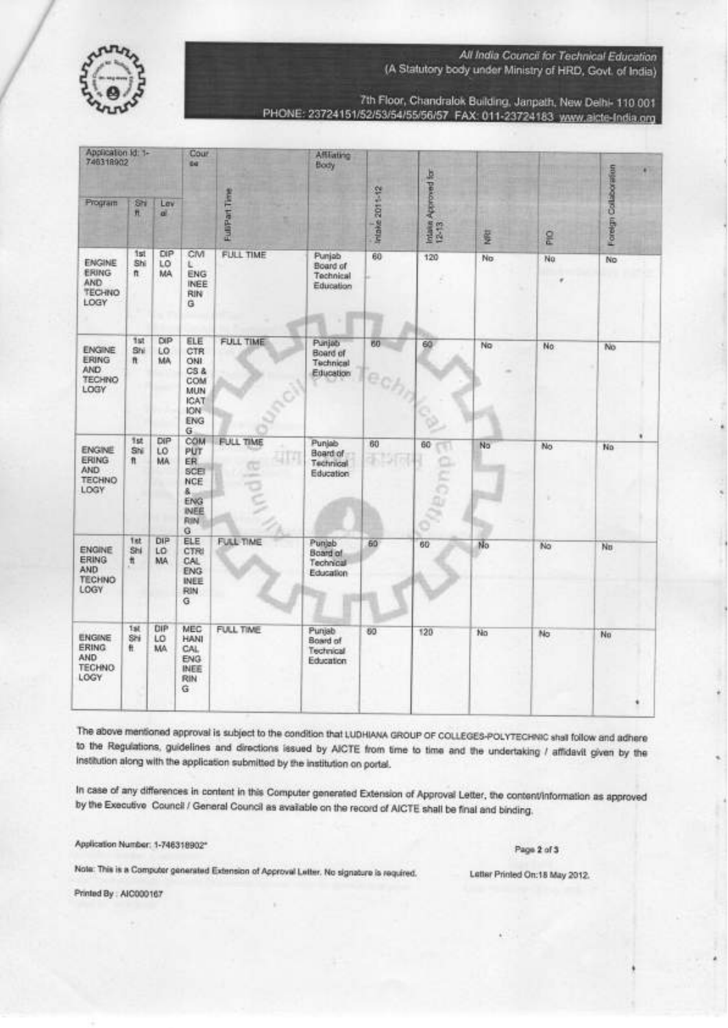All India Council for Technical Education
(A Statutory body under Ministry of HRD, Govt. of India)

7th Floor, Chandralok Building, Janpath, New Delhi- 110 001
PHONE: 23724151/52/53/54/55/56/57 FAX: 011-23724183 www.aicte-India.org

| Application Id: 1-746318902 | | | Course | Full/Part Time | Affiliating Body | Intake 2011-12 | Intake Approved for 12-13 | NRI | PIO | Foreign Collaboration |
|---|---|---|---|---|---|---|---|---|---|---|
| Program | Shift | Level | | | | | | | | |
| ENGINEERING AND TECHNOLOGY | 1st Shift | DIPLOMA | CIVIL ENGINEERING | FULL TIME | Punjab Board of Technical Education | 60 | 120 | No | No | No |
| ENGINEERING AND TECHNOLOGY | 1st Shift | DIPLOMA | ELECTRONICS & COMMUNICATION ENGG | FULL TIME | Punjab Board of Technical Education | 60 | 60 | No | No | No |
| ENGINEERING AND TECHNOLOGY | 1st Shift | DIPLOMA | COMPUTER SCIENCE & ENGINEERING | FULL TIME | Punjab Board of Technical Education | 60 | 60 | No | No | No |
| ENGINEERING AND TECHNOLOGY | 1st Shift | DIPLOMA | ELECTRICAL ENGINEERING | FULL TIME | Punjab Board of Technical Education | 60 | 60 | No | No | No |
| ENGINEERING AND TECHNOLOGY | 1st Shift | DIPLOMA | MECHANICAL ENGINEERING | FULL TIME | Punjab Board of Technical Education | 60 | 120 | No | No | No |

The above mentioned approval is subject to the condition that LUDHIANA GROUP OF COLLEGES-POLYTECHNIC shall follow and adhere to the Regulations, guidelines and directions issued by AICTE from time to time and the undertaking / affidavit given by the institution along with the application submitted by the institution on portal.

In case of any differences in content in this Computer generated Extension of Approval Letter, the content/information as approved by the Executive Council / General Council as available on the record of AICTE shall be final and binding.

Application Number: 1-746318902*

Note: This is a Computer generated Extension of Approval Letter. No signature is required.

Letter Printed On:18 May 2012.

Printed By : AIC000167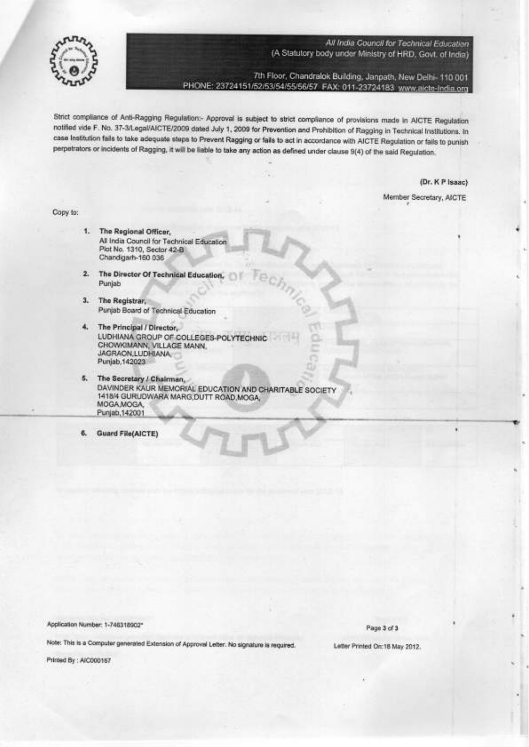All India Council for Technical Education
(A Statutory body under Ministry of HRD, Govt. of India)

7th Floor, Chandralok Building, Janpath, New Delhi- 110 001
PHONE: 23724151/52/53/54/55/56/57 FAX: 011-23724183 www.aicte-India.org

Strict compliance of Anti-Ragging Regulation:- Approval is subject to strict compliance of provisions made in AICTE Regulation notified vide F. No. 37-3/Legal/AICTE/2009 dated July 1, 2009 for Prevention and Prohibition of Ragging in Technical Institutions. In case Institution fails to take adequate steps to Prevent Ragging or fails to act in accordance with AICTE Regulation or fails to punish perpetrators or incidents of Ragging, it will be liable to take any action as defined under clause 9(4) of the said Regulation.

**(Dr. K P Isaac)**

Member Secretary, AICTE

Copy to:

1. **The Regional Officer,**
   All India Council for Technical Education
   Plot No. 1310, Sector 42-B
   Chandigarh-160 036
2. **The Director Of Technical Education,**
   Punjab
3. **The Registrar,**
   Punjab Board of Technical Education
4. **The Principal / Director,**
   LUDHIANA GROUP OF COLLEGES-POLYTECHNIC
   CHOWKIMANN, VILLAGE MANN,
   JAGRAON,LUDHIANA,
   Punjab,142023
5. **The Secretary / Chairman,**
   DAVINDER KAUR MEMORIAL EDUCATION AND CHARITABLE SOCIETY
   1418/4 GURUDWARA MARG,DUTT ROAD,MOGA,
   MOGA,MOGA,
   Punjab,142001
6. **Guard File(AICTE)**

Application Number: 1-748318902*

Note: This is a Computer generated Extension of Approval Letter. No signature is required.

Letter Printed On:18 May 2012.

Printed By : AIC000167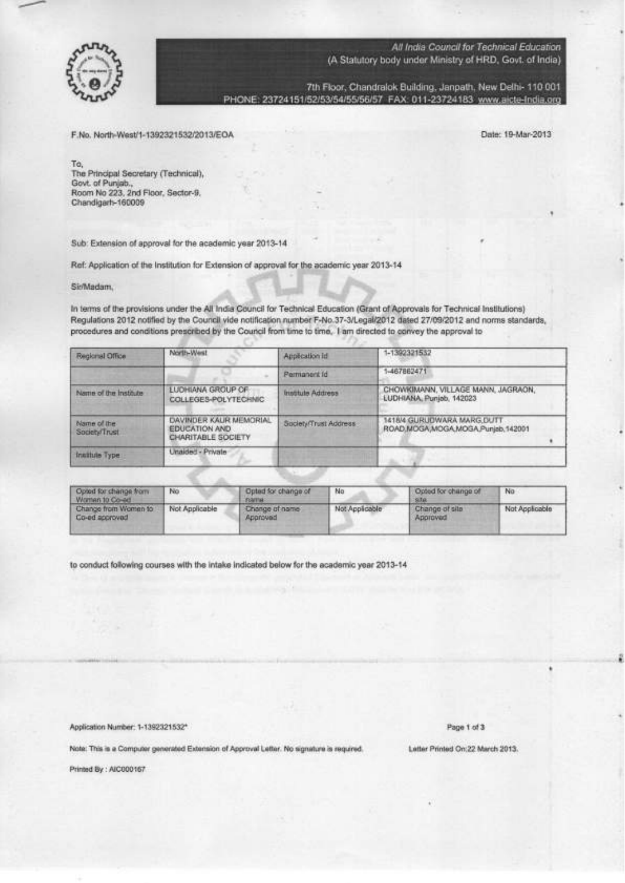All India Council for Technical Education
(A Statutory body under Ministry of HRD, Govt. of India)

7th Floor, Chandralok Building, Janpath, New Delhi- 110 001
PHONE: 23724151/52/53/54/55/56/57 FAX: 011-23724183 www.aicte-India.org

F.No. North-West/1-1392321532/2013/EOA

Date: 19-Mar-2013

To,
The Principal Secretary (Technical),
Govt. of Punjab.,
Room No 223, 2nd Floor, Sector-9,
Chandigarh-160009

Sub: Extension of approval for the academic year 2013-14

Ref: Application of the Institution for Extension of approval for the academic year 2013-14

Sir/Madam,

In terms of the provisions under the All India Council for Technical Education (Grant of Approvals for Technical Institutions) Regulations 2012 notified by the Council vide notification number F-No.37-3/Legal/2012 dated 27/09/2012 and norms standards, procedures and conditions prescribed by the Council from time to time, I am directed to convey the approval to

| Regional Office | North-West | Application Id | 1-1392321532 |
|---|---|---|---|
| | | Permanent Id | 1-467862471 |
| Name of the Institute | LUDHIANA GROUP OF COLLEGES-POLYTECHNIC | Institute Address | CHOWKIMANN, VILLAGE MANN, JAGRAON, LUDHIANA, Punjab, 142023 |
| Name of the Society/Trust | DAVINDER KAUR MEMORIAL EDUCATION AND CHARITABLE SOCIETY | Society/Trust Address | 1418/4 GURUDWARA MARG,DUTT ROAD,MOGA,MOGA,MOGA,Punjab,142001 |
| Institute Type | Unaided - Private | | |

| Opted for change from Women to Co-ed | No | Opted for change of name | No | Opted for change of site | No |
|---|---|---|---|---|---|
| Change from Women to Co-ed approved | Not Applicable | Change of name Approved | Not Applicable | Change of site Approved | Not Applicable |

to conduct following courses with the intake indicated below for the academic year 2013-14

Application Number: 1-1392321532*

Note: This is a Computer generated Extension of Approval Letter. No signature is required.

Letter Printed On:22 March 2013.

Printed By : AIC000167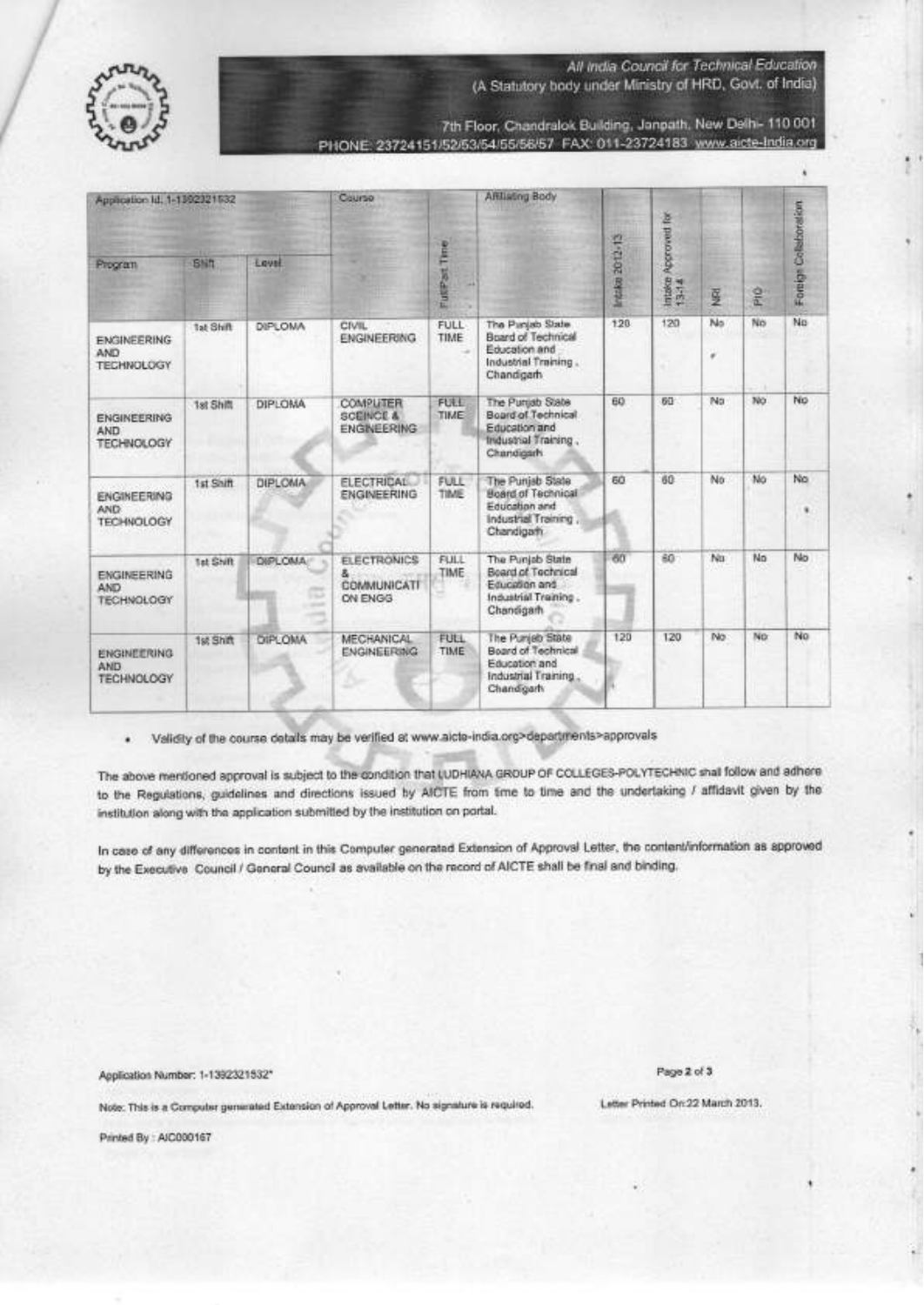All India Council for Technical Education
(A Statutory body under Ministry of HRD, Govt. of India)

7th Floor, Chandralok Building, Janpath, New Delhi- 110 001
PHONE: 23724151/52/53/54/55/56/57 FAX: 011-23724183 www.aicte-India.org

| Application Id. 1-1392321532 | | | Course | Full/Part Time | Affiliating Body | Intake 2012-13 | Intake Approved for 13-14 | NRI | PIO | Foreign Collaboration |
|---|---|---|---|---|---|---|---|---|---|---|
| Program | Shift | Level | | | | | | | | |
| ENGINEERING AND TECHNOLOGY | 1st Shift | DIPLOMA | CIVIL ENGINEERING | FULL TIME | The Punjab State Board of Technical Education and Industrial Training, Chandigarh | 120 | 120 | No | No | No |
| ENGINEERING AND TECHNOLOGY | 1st Shift | DIPLOMA | COMPUTER SCIENCE & ENGINEERING | FULL TIME | The Punjab State Board of Technical Education and Industrial Training, Chandigarh | 60 | 60 | No | No | No |
| ENGINEERING AND TECHNOLOGY | 1st Shift | DIPLOMA | ELECTRICAL ENGINEERING | FULL TIME | The Punjab State Board of Technical Education and Industrial Training, Chandigarh | 60 | 60 | No | No | No |
| ENGINEERING AND TECHNOLOGY | 1st Shift | DIPLOMA | ELECTRONICS & COMMUNICATION ENGG | FULL TIME | The Punjab State Board of Technical Education and Industrial Training, Chandigarh | 60 | 60 | No | No | No |
| ENGINEERING AND TECHNOLOGY | 1st Shift | DIPLOMA | MECHANICAL ENGINEERING | FULL TIME | The Punjab State Board of Technical Education and Industrial Training, Chandigarh | 120 | 120 | No | No | No |

- Validity of the course details may be verified at www.aicte-india.org>departments>approvals

The above mentioned approval is subject to the condition that LUDHIANA GROUP OF COLLEGES-POLYTECHNIC shall follow and adhere to the Regulations, guidelines and directions issued by AICTE from time to time and the undertaking / affidavit given by the institution along with the application submitted by the institution on portal.

In case of any differences in content in this Computer generated Extension of Approval Letter, the content/information as approved by the Executive Council / General Council as available on the record of AICTE shall be final and binding.

Application Number: 1-1392321532*

Note: This is a Computer generated Extension of Approval Letter. No signature is required.

Letter Printed On:22 March 2013.

Printed By : AIC000167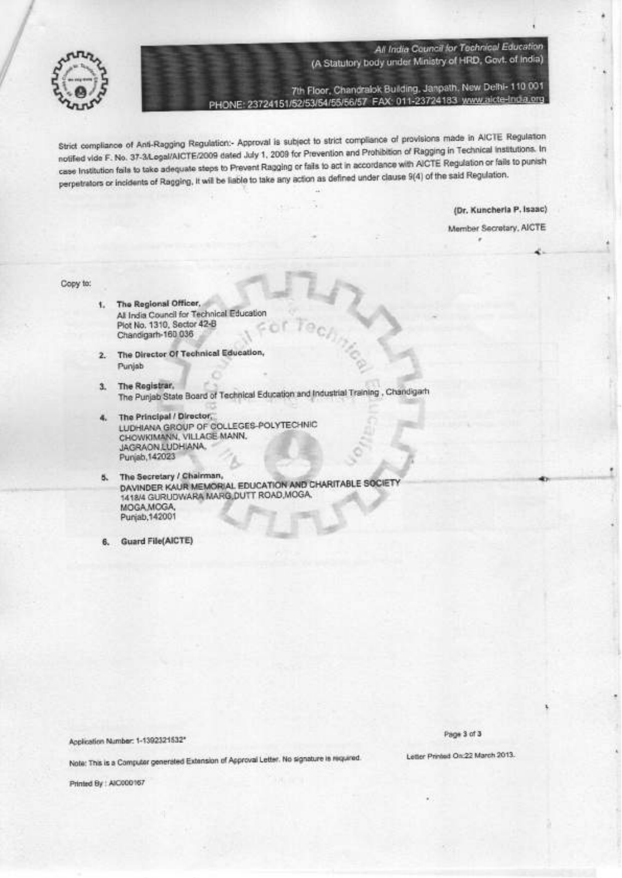All India Council for Technical Education
(A Statutory body under Ministry of HRD, Govt. of India)

7th Floor, Chandralok Building, Janpath, New Delhi- 110 001
PHONE: 23724151/52/53/54/55/56/57 FAX: 011-23724183 www.aicte-India.org

Strict compliance of Anti-Ragging Regulation:- Approval is subject to strict compliance of provisions made in AICTE Regulation notified vide F. No. 37-3/Legal/AICTE/2009 dated July 1, 2009 for Prevention and Prohibition of Ragging in Technical Institutions. In case Institution fails to take adequate steps to Prevent Ragging or fails to act in accordance with AICTE Regulation or fails to punish perpetrators or incidents of Ragging, it will be liable to take any action as defined under clause 9(4) of the said Regulation.

**(Dr. Kuncheria P. Isaac)**

Member Secretary, AICTE

Copy to:

1. **The Regional Officer,**
   All India Council for Technical Education
   Plot No. 1310, Sector 42-B
   Chandigarh-160 036

2. **The Director Of Technical Education,**
   Punjab

3. **The Registrar,**
   The Punjab State Board of Technical Education and Industrial Training , Chandigarh

4. **The Principal / Director,**
   LUDHIANA GROUP OF COLLEGES-POLYTECHNIC
   CHOWKIMANN, VILLAGE MANN,
   JAGRAON,LUDHIANA,
   Punjab,142023

5. **The Secretary / Chairman,**
   DAVINDER KAUR MEMORIAL EDUCATION AND CHARITABLE SOCIETY
   1418/4 GURUDWARA MARG,DUTT ROAD,MOGA,
   MOGA,MOGA,
   Punjab,142001

6. **Guard File(AICTE)**

Application Number: 1-1392321632*

Note: This is a Computer generated Extension of Approval Letter. No signature is required.

Letter Printed On:22 March 2013.

Printed By : AIC000167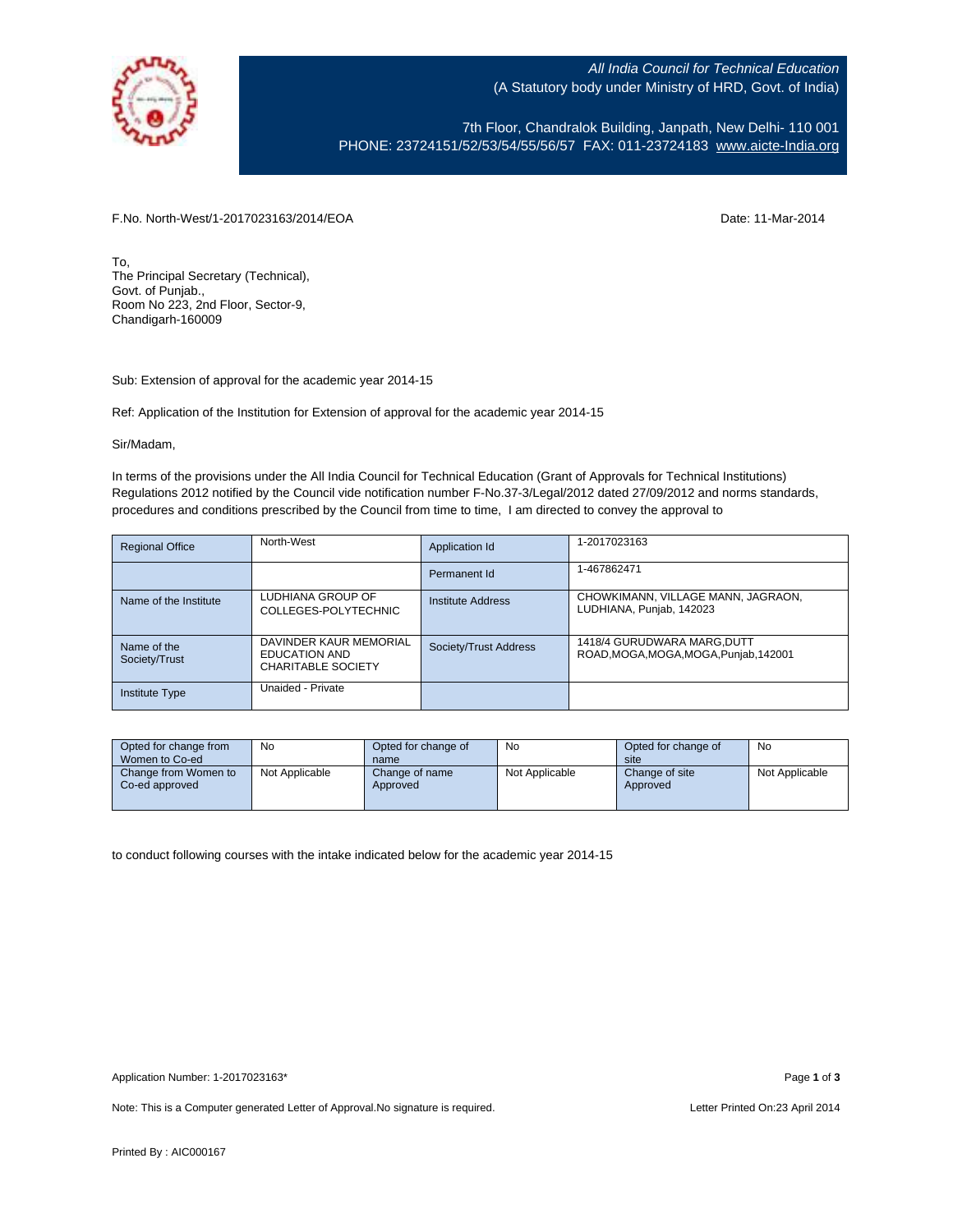All India Council for Technical Education
(A Statutory body under Ministry of HRD, Govt. of India)

7th Floor, Chandralok Building, Janpath, New Delhi- 110 001
PHONE: 23724151/52/53/54/55/56/57 FAX: 011-23724183 www.aicte-India.org

F.No. North-West/1-2017023163/2014/EOA

Date: 11-Mar-2014

To,
The Principal Secretary (Technical),
Govt. of Punjab.,
Room No 223, 2nd Floor, Sector-9,
Chandigarh-160009

Sub: Extension of approval for the academic year 2014-15

Ref: Application of the Institution for Extension of approval for the academic year 2014-15

Sir/Madam,

In terms of the provisions under the All India Council for Technical Education (Grant of Approvals for Technical Institutions) Regulations 2012 notified by the Council vide notification number F-No.37-3/Legal/2012 dated 27/09/2012 and norms standards, procedures and conditions prescribed by the Council from time to time, I am directed to convey the approval to

| Regional Office | North-West | Application Id | 1-2017023163 |
|---|---|---|---|
| | | Permanent Id | 1-467862471 |
| Name of the Institute | LUDHIANA GROUP OF COLLEGES-POLYTECHNIC | Institute Address | CHOWKIMANN, VILLAGE MANN, JAGRAON, LUDHIANA, Punjab, 142023 |
| Name of the Society/Trust | DAVINDER KAUR MEMORIAL EDUCATION AND CHARITABLE SOCIETY | Society/Trust Address | 1418/4 GURUDWARA MARG,DUTT ROAD,MOGA,MOGA,MOGA,Punjab,142001 |
| Institute Type | Unaided - Private | | |

| Opted for change from Women to Co-ed | No | Opted for change of name | No | Opted for change of site | No |
|---|---|---|---|---|---|
| Change from Women to Co-ed approved | Not Applicable | Change of name Approved | Not Applicable | Change of site Approved | Not Applicable |

to conduct following courses with the intake indicated below for the academic year 2014-15

Application Number: 1-2017023163*

Note: This is a Computer generated Letter of Approval.No signature is required.

Letter Printed On:23 April 2014

Printed By : AIC000167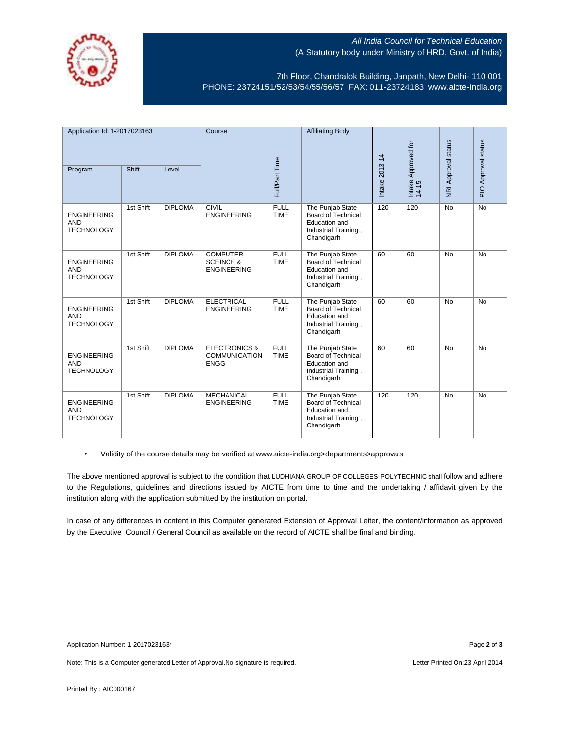All India Council for Technical Education
(A Statutory body under Ministry of HRD, Govt. of India)

7th Floor, Chandralok Building, Janpath, New Delhi- 110 001
PHONE: 23724151/52/53/54/55/56/57 FAX: 011-23724183 www.aicte-India.org

| Application Id: 1-2017023163 | | | Course | Full/Part Time | Affiliating Body | Intake 2013-14 | Intake Approved for 14-15 | NRI Approval status | PIO Approval status |
|---|---|---|---|---|---|---|---|---|---|
| Program | Shift | Level | | | | | | | |
| ENGINEERING AND TECHNOLOGY | 1st Shift | DIPLOMA | CIVIL ENGINEERING | FULL TIME | The Punjab State Board of Technical Education and Industrial Training , Chandigarh | 120 | 120 | No | No |
| ENGINEERING AND TECHNOLOGY | 1st Shift | DIPLOMA | COMPUTER SCEINCE & ENGINEERING | FULL TIME | The Punjab State Board of Technical Education and Industrial Training , Chandigarh | 60 | 60 | No | No |
| ENGINEERING AND TECHNOLOGY | 1st Shift | DIPLOMA | ELECTRICAL ENGINEERING | FULL TIME | The Punjab State Board of Technical Education and Industrial Training , Chandigarh | 60 | 60 | No | No |
| ENGINEERING AND TECHNOLOGY | 1st Shift | DIPLOMA | ELECTRONICS & COMMUNICATION ENGG | FULL TIME | The Punjab State Board of Technical Education and Industrial Training , Chandigarh | 60 | 60 | No | No |
| ENGINEERING AND TECHNOLOGY | 1st Shift | DIPLOMA | MECHANICAL ENGINEERING | FULL TIME | The Punjab State Board of Technical Education and Industrial Training , Chandigarh | 120 | 120 | No | No |

- Validity of the course details may be verified at www.aicte-india.org>departments>approvals

The above mentioned approval is subject to the condition that LUDHIANA GROUP OF COLLEGES-POLYTECHNIC shall follow and adhere to the Regulations, guidelines and directions issued by AICTE from time to time and the undertaking / affidavit given by the institution along with the application submitted by the institution on portal.

In case of any differences in content in this Computer generated Extension of Approval Letter, the content/information as approved by the Executive Council / General Council as available on the record of AICTE shall be final and binding.

Application Number: 1-2017023163*

Note: This is a Computer generated Letter of Approval.No signature is required.

Letter Printed On:23 April 2014

Printed By : AIC000167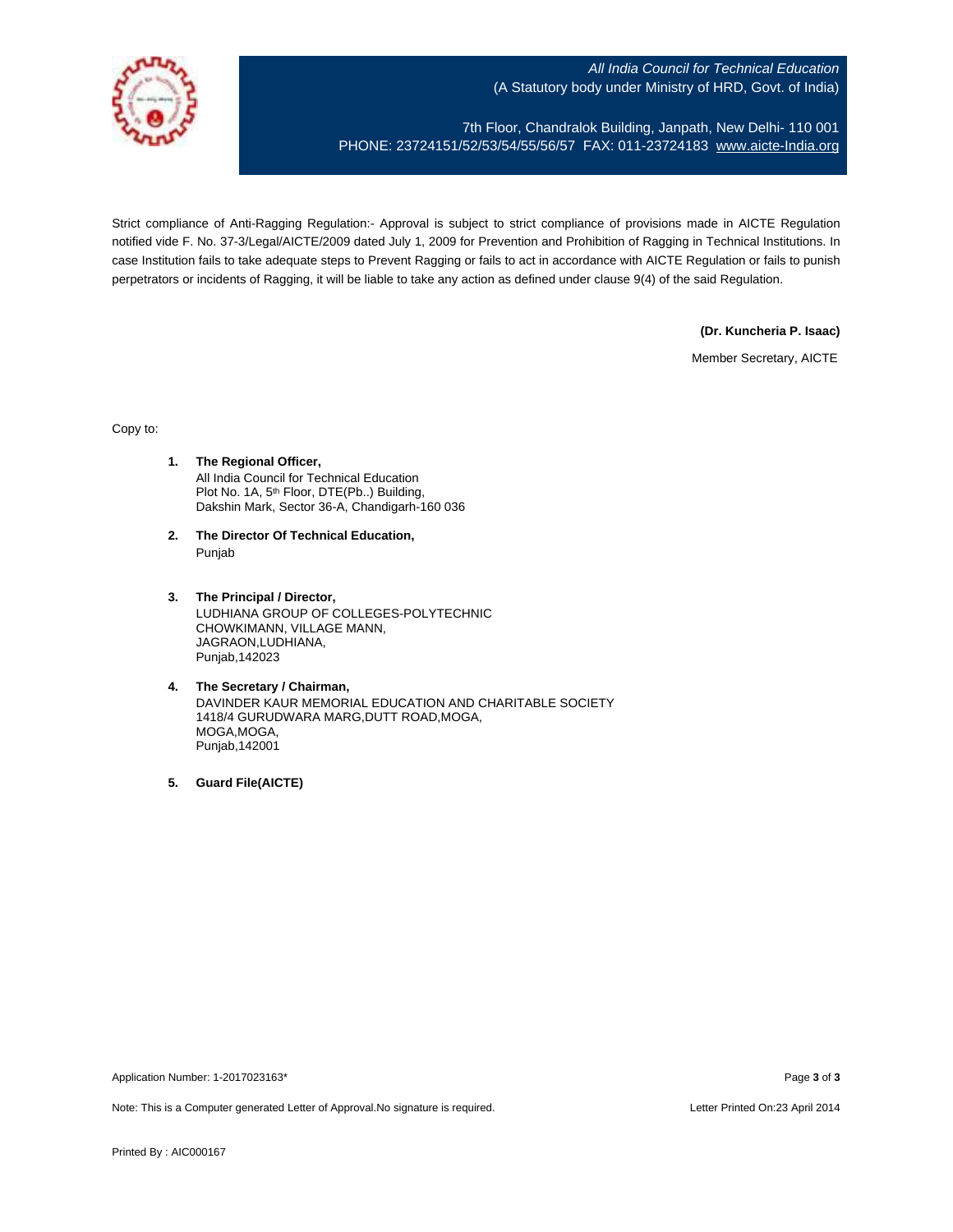*All India Council for Technical Education*
(A Statutory body under Ministry of HRD, Govt. of India)

7th Floor, Chandralok Building, Janpath, New Delhi- 110 001
PHONE: 23724151/52/53/54/55/56/57 FAX: 011-23724183 www.aicte-India.org

Strict compliance of Anti-Ragging Regulation:- Approval is subject to strict compliance of provisions made in AICTE Regulation notified vide F. No. 37-3/Legal/AICTE/2009 dated July 1, 2009 for Prevention and Prohibition of Ragging in Technical Institutions. In case Institution fails to take adequate steps to Prevent Ragging or fails to act in accordance with AICTE Regulation or fails to punish perpetrators or incidents of Ragging, it will be liable to take any action as defined under clause 9(4) of the said Regulation.

**(Dr. Kuncheria P. Isaac)**

Member Secretary, AICTE

Copy to:

1. **The Regional Officer,**
   All India Council for Technical Education
   Plot No. 1A, 5th Floor, DTE(Pb..) Building,
   Dakshin Mark, Sector 36-A, Chandigarh-160 036

2. **The Director Of Technical Education,**
   Punjab

3. **The Principal / Director,**
   LUDHIANA GROUP OF COLLEGES-POLYTECHNIC
   CHOWKIMANN, VILLAGE MANN,
   JAGRAON,LUDHIANA,
   Punjab,142023

4. **The Secretary / Chairman,**
   DAVINDER KAUR MEMORIAL EDUCATION AND CHARITABLE SOCIETY
   1418/4 GURUDWARA MARG,DUTT ROAD,MOGA,
   MOGA,MOGA,
   Punjab,142001

5. **Guard File(AICTE)**

Application Number: 1-2017023163*

Note: This is a Computer generated Letter of Approval.No signature is required.

Letter Printed On:23 April 2014

Printed By : AIC000167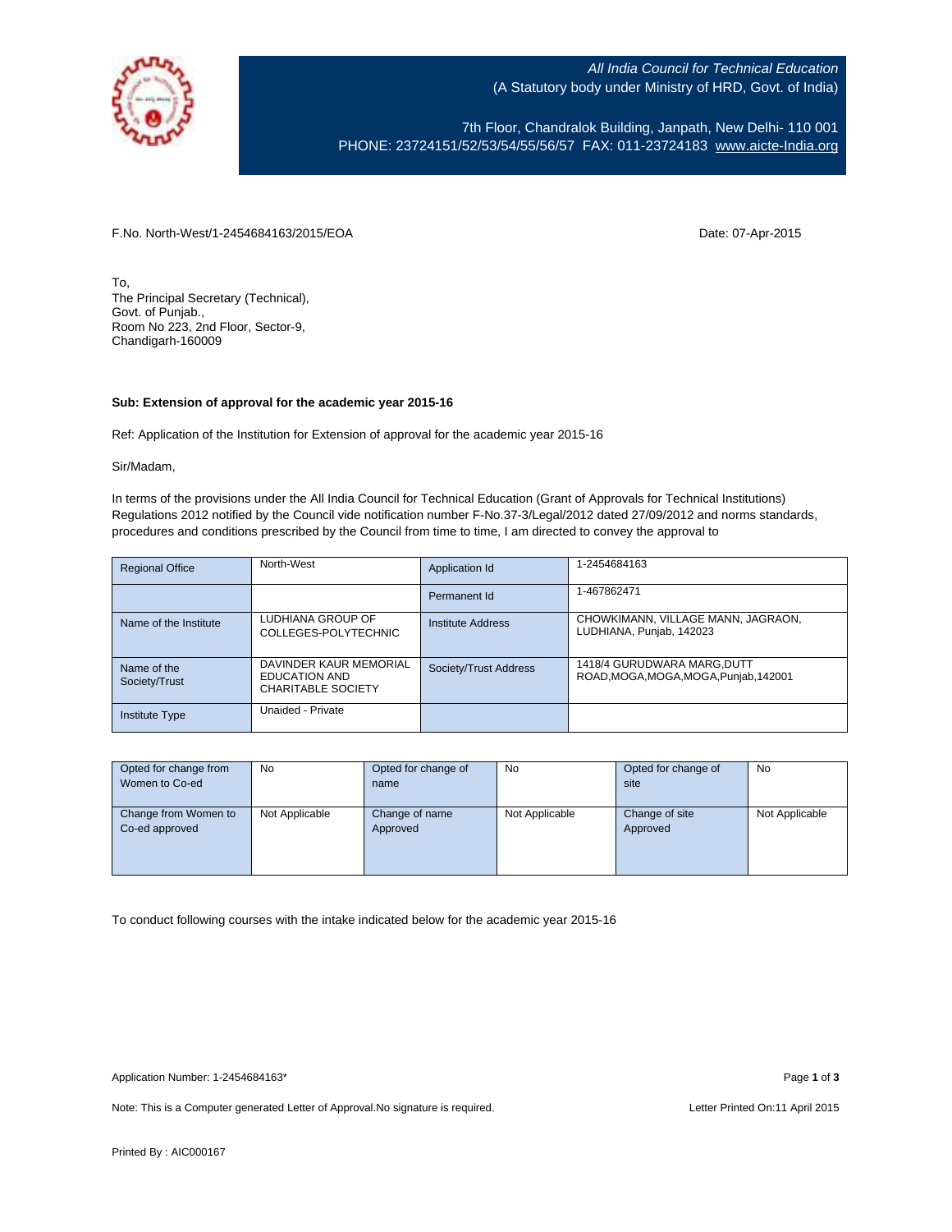All India Council for Technical Education
(A Statutory body under Ministry of HRD, Govt. of India)

7th Floor, Chandralok Building, Janpath, New Delhi- 110 001
PHONE: 23724151/52/53/54/55/56/57 FAX: 011-23724183 www.aicte-India.org

F.No. North-West/1-2454684163/2015/EOA

Date: 07-Apr-2015

To,
The Principal Secretary (Technical),
Govt. of Punjab.,
Room No 223, 2nd Floor, Sector-9,
Chandigarh-160009

**Sub: Extension of approval for the academic year 2015-16**

Ref: Application of the Institution for Extension of approval for the academic year 2015-16

Sir/Madam,

In terms of the provisions under the All India Council for Technical Education (Grant of Approvals for Technical Institutions) Regulations 2012 notified by the Council vide notification number F-No.37-3/Legal/2012 dated 27/09/2012 and norms standards, procedures and conditions prescribed by the Council from time to time, I am directed to convey the approval to

| Regional Office | North-West | Application Id | 1-2454684163 |
|---|---|---|---|
| | | Permanent Id | 1-467862471 |
| Name of the Institute | LUDHIANA GROUP OF COLLEGES-POLYTECHNIC | Institute Address | CHOWKIMANN, VILLAGE MANN, JAGRAON, LUDHIANA, Punjab, 142023 |
| Name of the Society/Trust | DAVINDER KAUR MEMORIAL EDUCATION AND CHARITABLE SOCIETY | Society/Trust Address | 1418/4 GURUDWARA MARG,DUTT ROAD,MOGA,MOGA,MOGA,Punjab,142001 |
| Institute Type | Unaided - Private | | |

| Opted for change from Women to Co-ed | No | Opted for change of name | No | Opted for change of site | No |
|---|---|---|---|---|---|
| Change from Women to Co-ed approved | Not Applicable | Change of name Approved | Not Applicable | Change of site Approved | Not Applicable |

To conduct following courses with the intake indicated below for the academic year 2015-16

Application Number: 1-2454684163*

Note: This is a Computer generated Letter of Approval.No signature is required.

Letter Printed On:11 April 2015

Printed By : AIC000167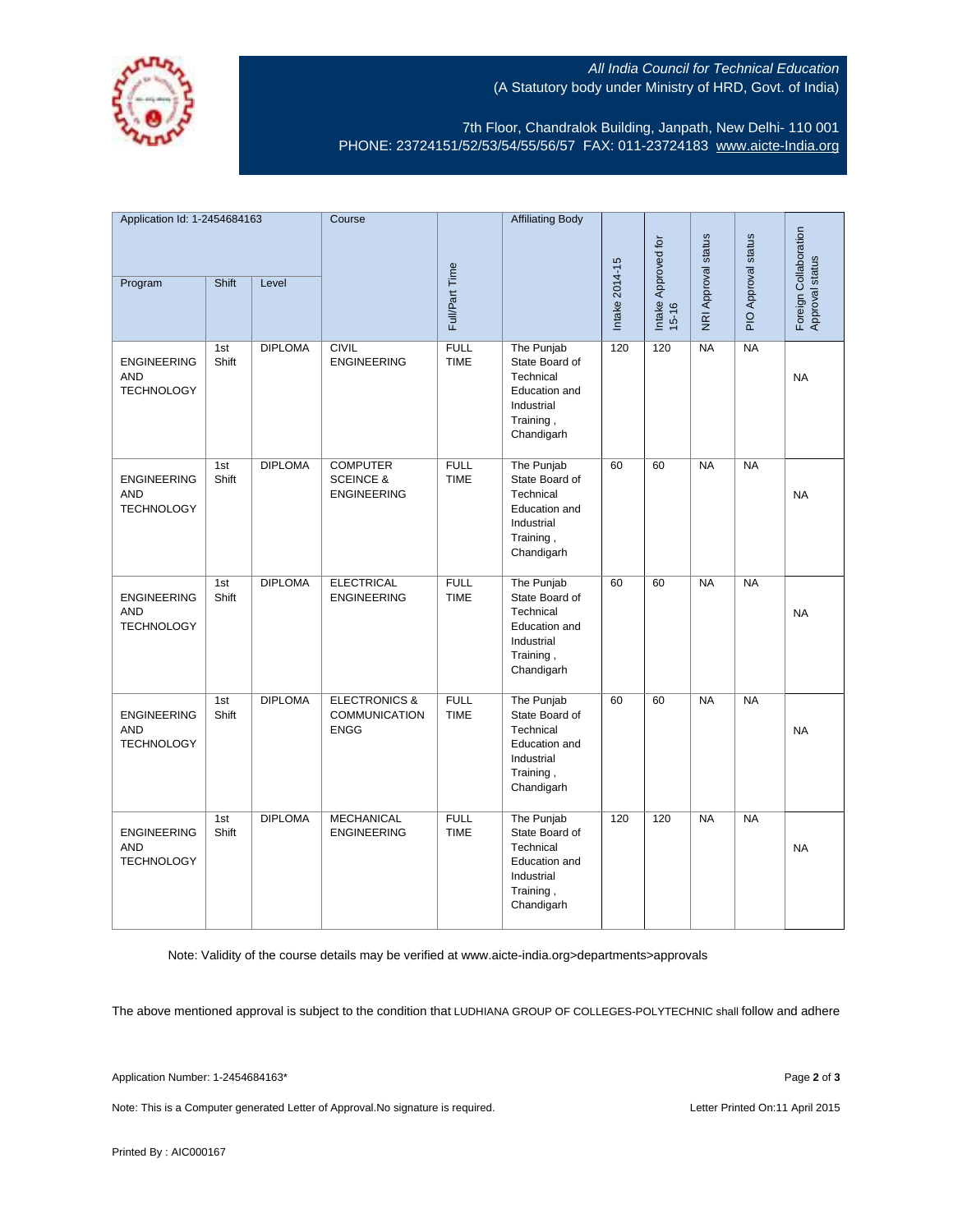All India Council for Technical Education
(A Statutory body under Ministry of HRD, Govt. of India)

7th Floor, Chandralok Building, Janpath, New Delhi- 110 001
PHONE: 23724151/52/53/54/55/56/57 FAX: 011-23724183 www.aicte-India.org

| Application Id: 1-2454684163 | | | Course | Full/Part Time | Affiliating Body | Intake 2014-15 | Intake Approved for 15-16 | NRI Approval status | PIO Approval status | Foreign Collaboration Approval status |
|---|---|---|---|---|---|---|---|---|---|---|
| Program | Shift | Level | | | | | | | | |
| ENGINEERING AND TECHNOLOGY | 1st Shift | DIPLOMA | CIVIL ENGINEERING | FULL TIME | The Punjab State Board of Technical Education and Industrial Training , Chandigarh | 120 | 120 | NA | NA | NA |
| ENGINEERING AND TECHNOLOGY | 1st Shift | DIPLOMA | COMPUTER SCEINCE & ENGINEERING | FULL TIME | The Punjab State Board of Technical Education and Industrial Training , Chandigarh | 60 | 60 | NA | NA | NA |
| ENGINEERING AND TECHNOLOGY | 1st Shift | DIPLOMA | ELECTRICAL ENGINEERING | FULL TIME | The Punjab State Board of Technical Education and Industrial Training , Chandigarh | 60 | 60 | NA | NA | NA |
| ENGINEERING AND TECHNOLOGY | 1st Shift | DIPLOMA | ELECTRONICS & COMMUNICATION ENGG | FULL TIME | The Punjab State Board of Technical Education and Industrial Training , Chandigarh | 60 | 60 | NA | NA | NA |
| ENGINEERING AND TECHNOLOGY | 1st Shift | DIPLOMA | MECHANICAL ENGINEERING | FULL TIME | The Punjab State Board of Technical Education and Industrial Training , Chandigarh | 120 | 120 | NA | NA | NA |

Note: Validity of the course details may be verified at www.aicte-india.org>departments>approvals

The above mentioned approval is subject to the condition that LUDHIANA GROUP OF COLLEGES-POLYTECHNIC shall follow and adhere

Application Number: 1-2454684163*

Note: This is a Computer generated Letter of Approval.No signature is required.

Letter Printed On:11 April 2015

Printed By : AIC000167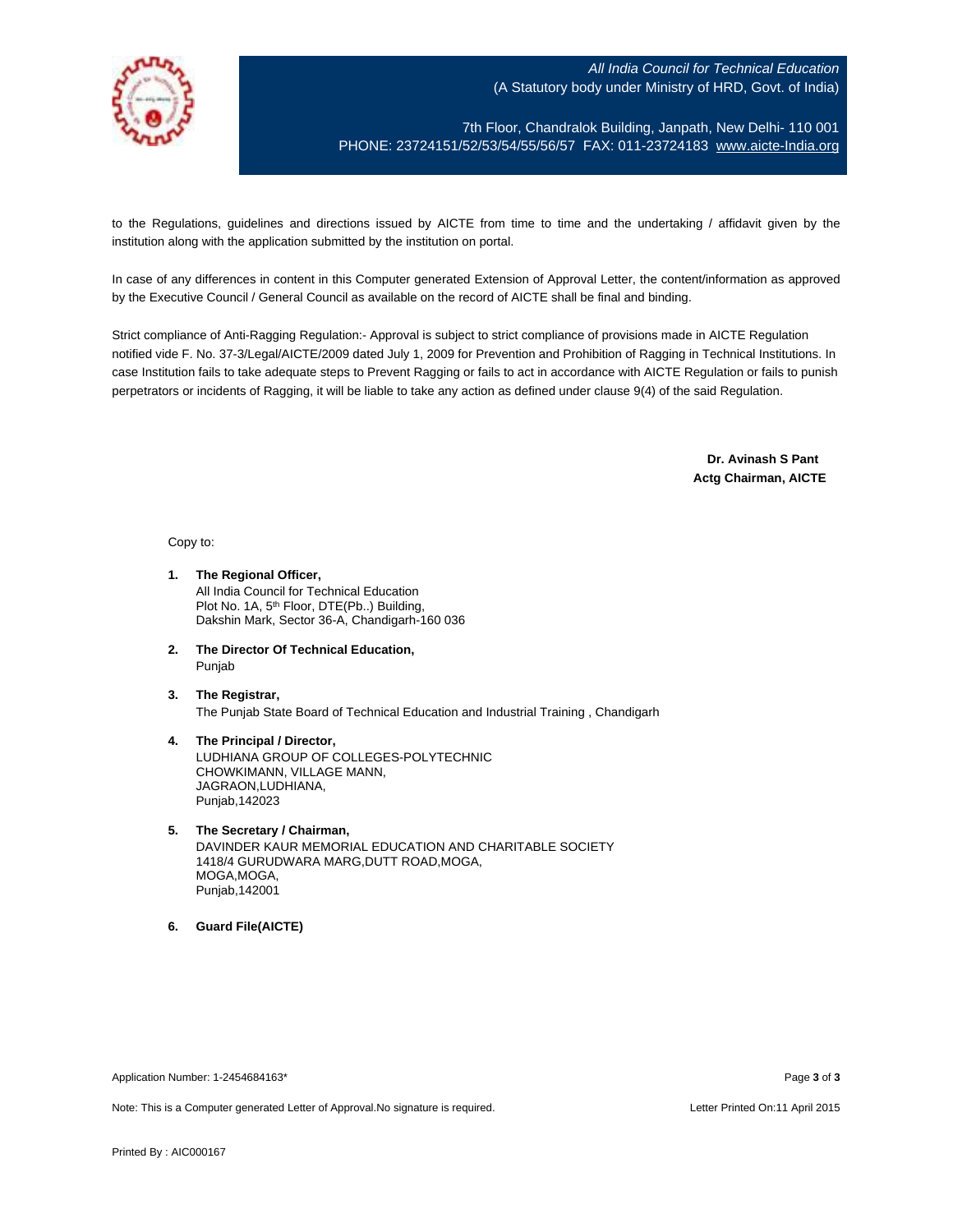to the Regulations, guidelines and directions issued by AICTE from time to time and the undertaking / affidavit given by the institution along with the application submitted by the institution on portal.

In case of any differences in content in this Computer generated Extension of Approval Letter, the content/information as approved by the Executive Council / General Council as available on the record of AICTE shall be final and binding.

Strict compliance of Anti-Ragging Regulation:- Approval is subject to strict compliance of provisions made in AICTE Regulation notified vide F. No. 37-3/Legal/AICTE/2009 dated July 1, 2009 for Prevention and Prohibition of Ragging in Technical Institutions. In case Institution fails to take adequate steps to Prevent Ragging or fails to act in accordance with AICTE Regulation or fails to punish perpetrators or incidents of Ragging, it will be liable to take any action as defined under clause 9(4) of the said Regulation.

**Dr. Avinash S Pant**
**Actg Chairman, AICTE**

Copy to:

1. **The Regional Officer,**
   All India Council for Technical Education
   Plot No. 1A, 5th Floor, DTE(Pb..) Building,
   Dakshin Mark, Sector 36-A, Chandigarh-160 036

2. **The Director Of Technical Education,**
   Punjab

3. **The Registrar,**
   The Punjab State Board of Technical Education and Industrial Training , Chandigarh

4. **The Principal / Director,**
   LUDHIANA GROUP OF COLLEGES-POLYTECHNIC
   CHOWKIMANN, VILLAGE MANN,
   JAGRAON,LUDHIANA,
   Punjab,142023

5. **The Secretary / Chairman,**
   DAVINDER KAUR MEMORIAL EDUCATION AND CHARITABLE SOCIETY
   1418/4 GURUDWARA MARG,DUTT ROAD,MOGA,
   MOGA,MOGA,
   Punjab,142001

6. **Guard File(AICTE)**

Application Number: 1-2454684163*

Note: This is a Computer generated Letter of Approval.No signature is required.

Letter Printed On:11 April 2015

Printed By : AIC000167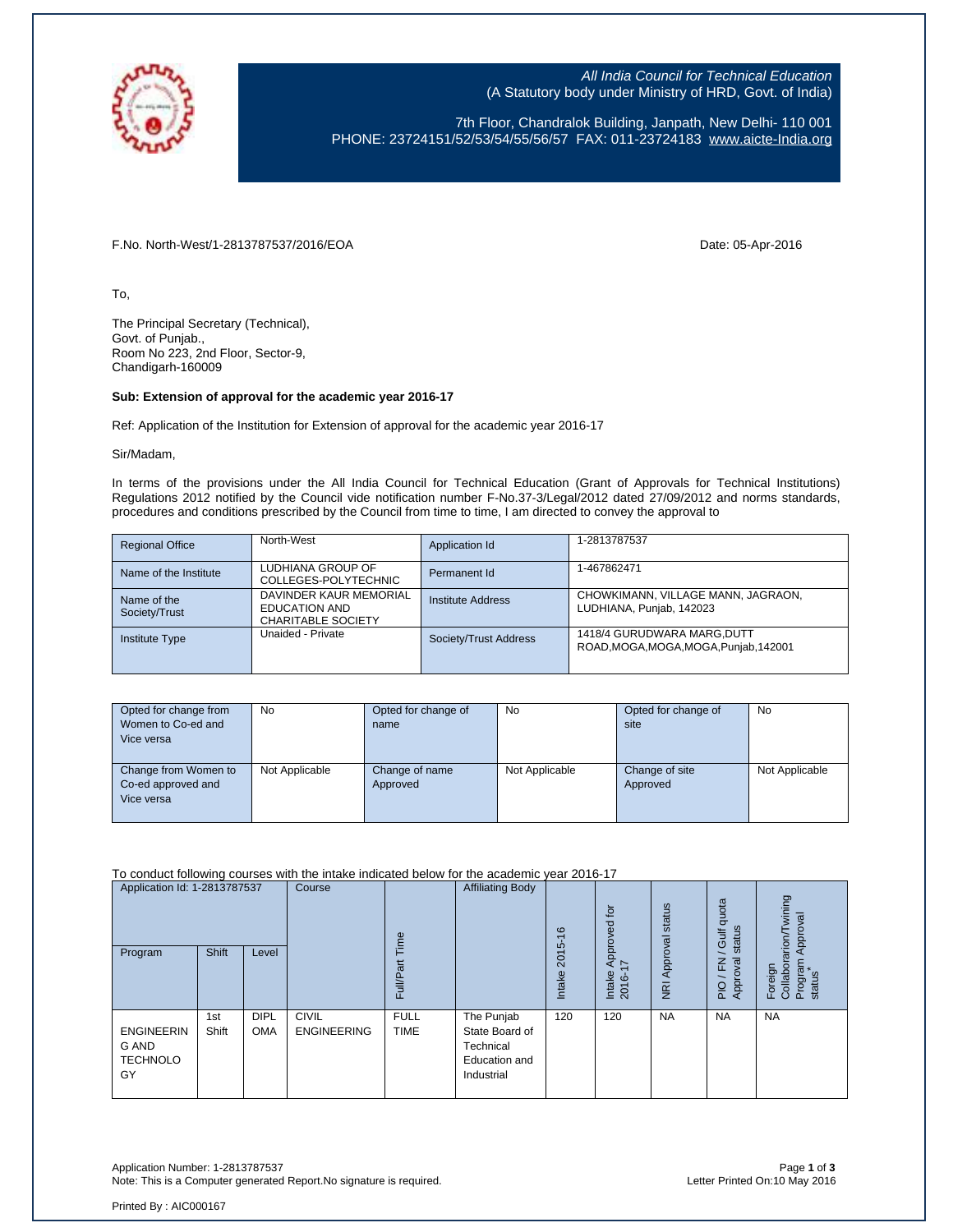All India Council for Technical Education
(A Statutory body under Ministry of HRD, Govt. of India)

7th Floor, Chandralok Building, Janpath, New Delhi- 110 001
PHONE: 23724151/52/53/54/55/56/57 FAX: 011-23724183 www.aicte-India.org

F.No. North-West/1-2813787537/2016/EOA

Date: 05-Apr-2016

To,

The Principal Secretary (Technical),
Govt. of Punjab.,
Room No 223, 2nd Floor, Sector-9,
Chandigarh-160009

**Sub: Extension of approval for the academic year 2016-17**

Ref: Application of the Institution for Extension of approval for the academic year 2016-17

Sir/Madam,

In terms of the provisions under the All India Council for Technical Education (Grant of Approvals for Technical Institutions) Regulations 2012 notified by the Council vide notification number F-No.37-3/Legal/2012 dated 27/09/2012 and norms standards, procedures and conditions prescribed by the Council from time to time, I am directed to convey the approval to

| Regional Office | North-West | Application Id | 1-2813787537 |
|---|---|---|---|
| Name of the Institute | LUDHIANA GROUP OF COLLEGES-POLYTECHNIC | Permanent Id | 1-467862471 |
| Name of the Society/Trust | DAVINDER KAUR MEMORIAL EDUCATION AND CHARITABLE SOCIETY | Institute Address | CHOWKIMANN, VILLAGE MANN, JAGRAON, LUDHIANA, Punjab, 142023 |
| Institute Type | Unaided - Private | Society/Trust Address | 1418/4 GURUDWARA MARG,DUTT ROAD,MOGA,MOGA,MOGA,Punjab,142001 |

| Opted for change from Women to Co-ed and Vice versa | No | Opted for change of name | No | Opted for change of site | No |
|---|---|---|---|---|---|
| Change from Women to Co-ed approved and Vice versa | Not Applicable | Change of name Approved | Not Applicable | Change of site Approved | Not Applicable |

To conduct following courses with the intake indicated below for the academic year 2016-17

| Application Id: 1-2813787537 | | | Course | Full/Part Time | Affiliating Body | Intake 2015-16 | Intake Approved for 2016-17 | NRI Approval status | PIO / FN / Gulf quota Approval status | Foreign Collaboration/Twining Program Approval status* |
|---|---|---|---|---|---|---|---|---|---|---|
| Program | Shift | Level | | | | | | | | |
| ENGINEERING AND TECHNOLOGY | 1st Shift | DIPLOMA | CIVIL ENGINEERING | FULL TIME | The Punjab State Board of Technical Education and Industrial | 120 | 120 | NA | NA | NA |

Application Number: 1-2813787537
Note: This is a Computer generated Report.No signature is required.

Letter Printed On:10 May 2016

Printed By : AIC000167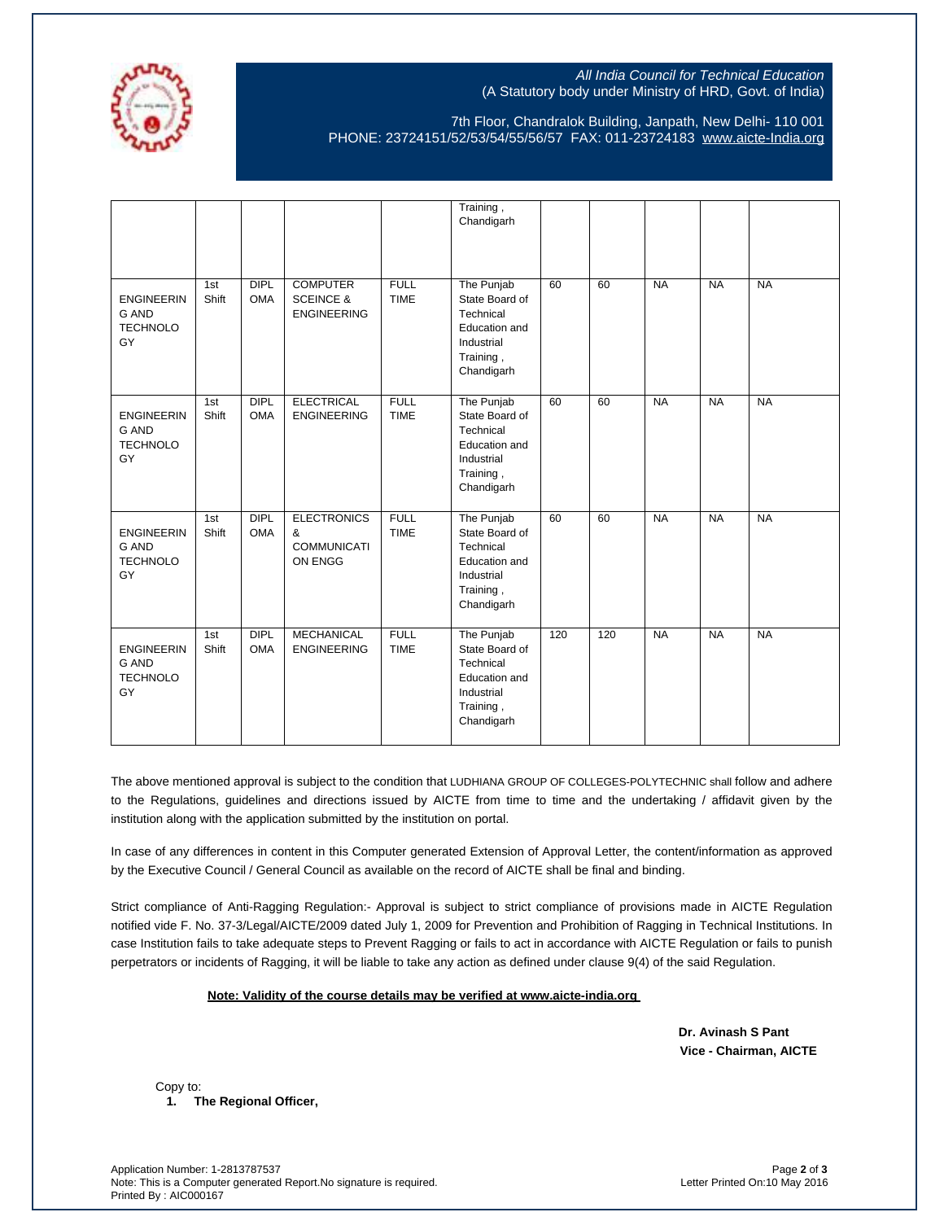| | | | | | | | | | | |
|---|---|---|---|---|---|---|---|---|---|---|
| | | | | | Training , Chandigarh | | | | | |
| ENGINEERING AND TECHNOLOGY | 1st Shift | DIPLOMA | COMPUTER SCEINCE & ENGINEERING | FULL TIME | The Punjab State Board of Technical Education and Industrial Training , Chandigarh | 60 | 60 | NA | NA | NA |
| ENGINEERING AND TECHNOLOGY | 1st Shift | DIPLOMA | ELECTRICAL ENGINEERING | FULL TIME | The Punjab State Board of Technical Education and Industrial Training , Chandigarh | 60 | 60 | NA | NA | NA |
| ENGINEERING AND TECHNOLOGY | 1st Shift | DIPLOMA | ELECTRONICS & COMMUNICATION ENGG | FULL TIME | The Punjab State Board of Technical Education and Industrial Training , Chandigarh | 60 | 60 | NA | NA | NA |
| ENGINEERING AND TECHNOLOGY | 1st Shift | DIPLOMA | MECHANICAL ENGINEERING | FULL TIME | The Punjab State Board of Technical Education and Industrial Training , Chandigarh | 120 | 120 | NA | NA | NA |

The above mentioned approval is subject to the condition that LUDHIANA GROUP OF COLLEGES-POLYTECHNIC shall follow and adhere to the Regulations, guidelines and directions issued by AICTE from time to time and the undertaking / affidavit given by the institution along with the application submitted by the institution on portal.

In case of any differences in content in this Computer generated Extension of Approval Letter, the content/information as approved by the Executive Council / General Council as available on the record of AICTE shall be final and binding.

Strict compliance of Anti-Ragging Regulation:- Approval is subject to strict compliance of provisions made in AICTE Regulation notified vide F. No. 37-3/Legal/AICTE/2009 dated July 1, 2009 for Prevention and Prohibition of Ragging in Technical Institutions. In case Institution fails to take adequate steps to Prevent Ragging or fails to act in accordance with AICTE Regulation or fails to punish perpetrators or incidents of Ragging, it will be liable to take any action as defined under clause 9(4) of the said Regulation.

**Note: Validity of the course details may be verified at www.aicte-india.org**

**Dr. Avinash S Pant**
**Vice - Chairman, AICTE**

Copy to:

1. **The Regional Officer,**

Application Number: 1-2813787537
Note: This is a Computer generated Report.No signature is required.
Printed By : AIC000167
Letter Printed On:10 May 2016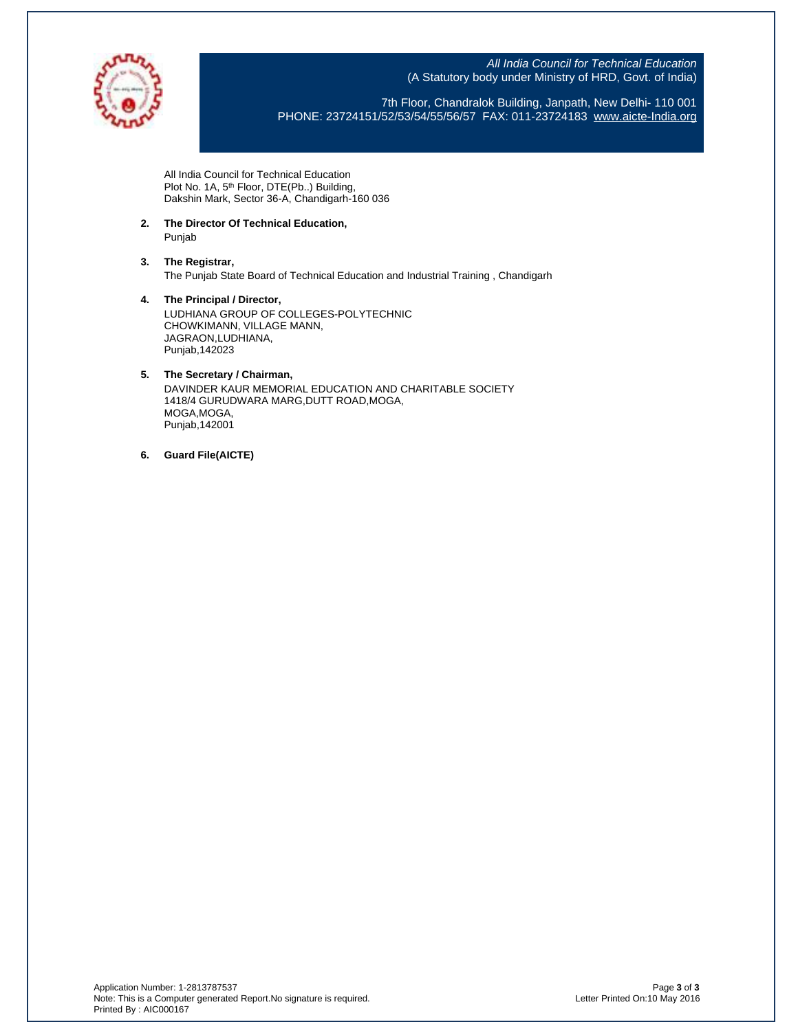*All India Council for Technical Education*
(A Statutory body under Ministry of HRD, Govt. of India)

7th Floor, Chandralok Building, Janpath, New Delhi- 110 001
PHONE: 23724151/52/53/54/55/56/57 FAX: 011-23724183 www.aicte-India.org

All India Council for Technical Education
Plot No. 1A, 5th Floor, DTE(Pb..) Building,
Dakshin Mark, Sector 36-A, Chandigarh-160 036

2. **The Director Of Technical Education,**
   Punjab

3. **The Registrar,**
   The Punjab State Board of Technical Education and Industrial Training , Chandigarh

4. **The Principal / Director,**
   LUDHIANA GROUP OF COLLEGES-POLYTECHNIC
   CHOWKIMANN, VILLAGE MANN,
   JAGRAON,LUDHIANA,
   Punjab,142023

5. **The Secretary / Chairman,**
   DAVINDER KAUR MEMORIAL EDUCATION AND CHARITABLE SOCIETY
   1418/4 GURUDWARA MARG,DUTT ROAD,MOGA,
   MOGA,MOGA,
   Punjab,142001

6. **Guard File(AICTE)**

Application Number: 1-2813787537
Note: This is a Computer generated Report.No signature is required.
Printed By : AIC000167

Letter Printed On:10 May 2016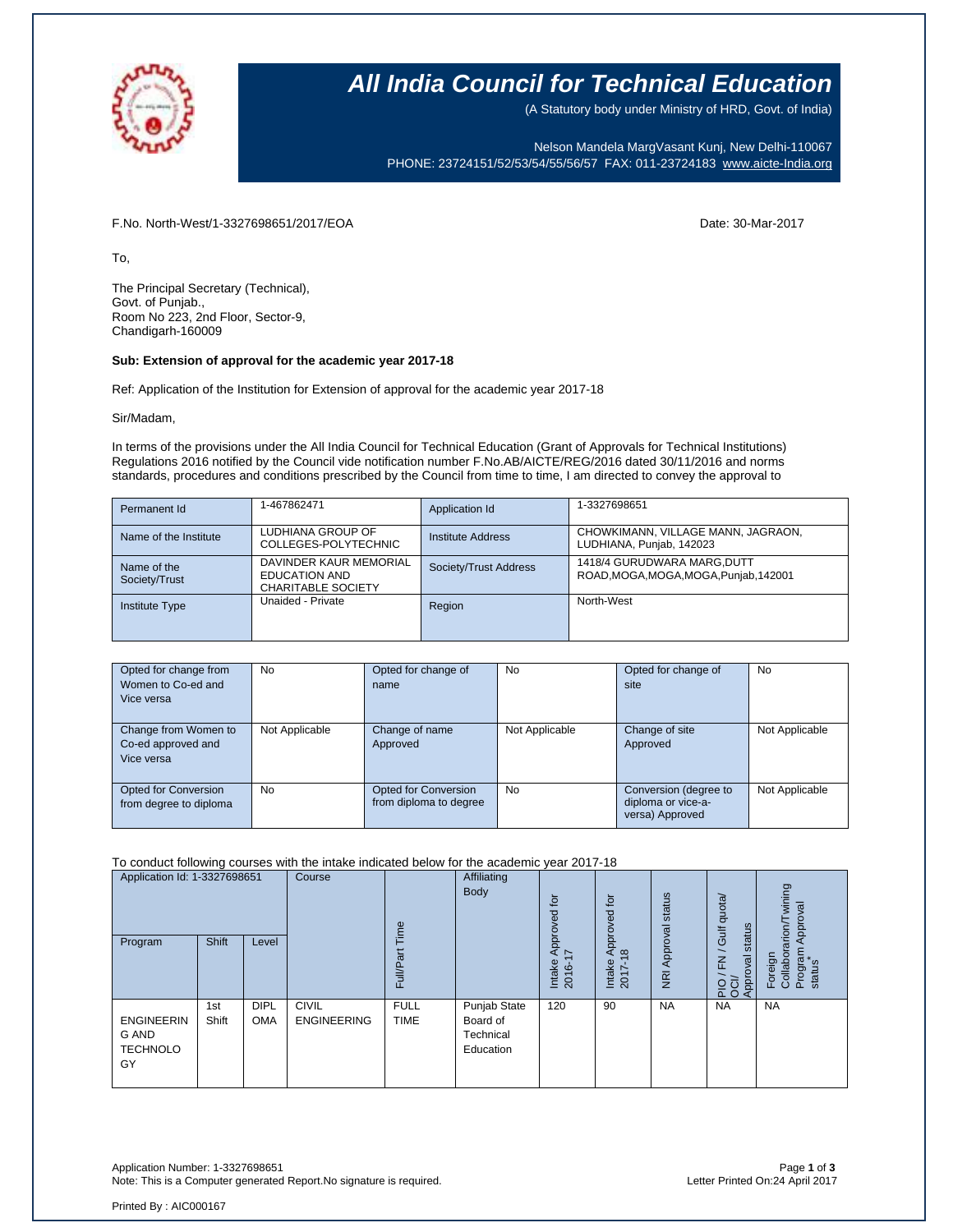# All India Council for Technical Education

(A Statutory body under Ministry of HRD, Govt. of India)

Nelson Mandela MargVasant Kunj, New Delhi-110067
PHONE: 23724151/52/53/54/55/56/57 FAX: 011-23724183 www.aicte-India.org

F.No. North-West/1-3327698651/2017/EOA                                                                 Date: 30-Mar-2017

To,

The Principal Secretary (Technical),
Govt. of Punjab.,
Room No 223, 2nd Floor, Sector-9,
Chandigarh-160009

**Sub: Extension of approval for the academic year 2017-18**

Ref: Application of the Institution for Extension of approval for the academic year 2017-18

Sir/Madam,

In terms of the provisions under the All India Council for Technical Education (Grant of Approvals for Technical Institutions) Regulations 2016 notified by the Council vide notification number F.No.AB/AICTE/REG/2016 dated 30/11/2016 and norms standards, procedures and conditions prescribed by the Council from time to time, I am directed to convey the approval to

| Permanent Id | 1-467862471 | Application Id | 1-3327698651 |
|---|---|---|---|
| Name of the Institute | LUDHIANA GROUP OF COLLEGES-POLYTECHNIC | Institute Address | CHOWKIMANN, VILLAGE MANN, JAGRAON, LUDHIANA, Punjab, 142023 |
| Name of the Society/Trust | DAVINDER KAUR MEMORIAL EDUCATION AND CHARITABLE SOCIETY | Society/Trust Address | 1418/4 GURUDWARA MARG,DUTT ROAD,MOGA,MOGA,MOGA,Punjab,142001 |
| Institute Type | Unaided - Private | Region | North-West |

| Opted for change from Women to Co-ed and Vice versa | No | Opted for change of name | No | Opted for change of site | No |
|---|---|---|---|---|---|
| Change from Women to Co-ed approved and Vice versa | Not Applicable | Change of name Approved | Not Applicable | Change of site Approved | Not Applicable |
| Opted for Conversion from degree to diploma | No | Opted for Conversion from diploma to degree | No | Conversion (degree to diploma or vice-a-versa) Approved | Not Applicable |

To conduct following courses with the intake indicated below for the academic year 2017-18

| Application Id: 1-3327698651 | | | Course | Full/Part Time | Affiliating Body | Intake Approved for 2016-17 | Intake Approved for 2017-18 | NRI Approval status | PIO / FN / Gulf quota/ OCI/ Approval status | Foreign Collaboration/Twining Program Approval status* |
|---|---|---|---|---|---|---|---|---|---|---|
| Program | Shift | Level | | | | | | | | |
| ENGINEERING AND TECHNOLOGY | 1st Shift | DIPLOMA | CIVIL ENGINEERING | FULL TIME | Punjab State Board of Technical Education | 120 | 90 | NA | NA | NA |

Application Number: 1-3327698651
Note: This is a Computer generated Report.No signature is required.
Letter Printed On:24 April 2017

Printed By : AIC000167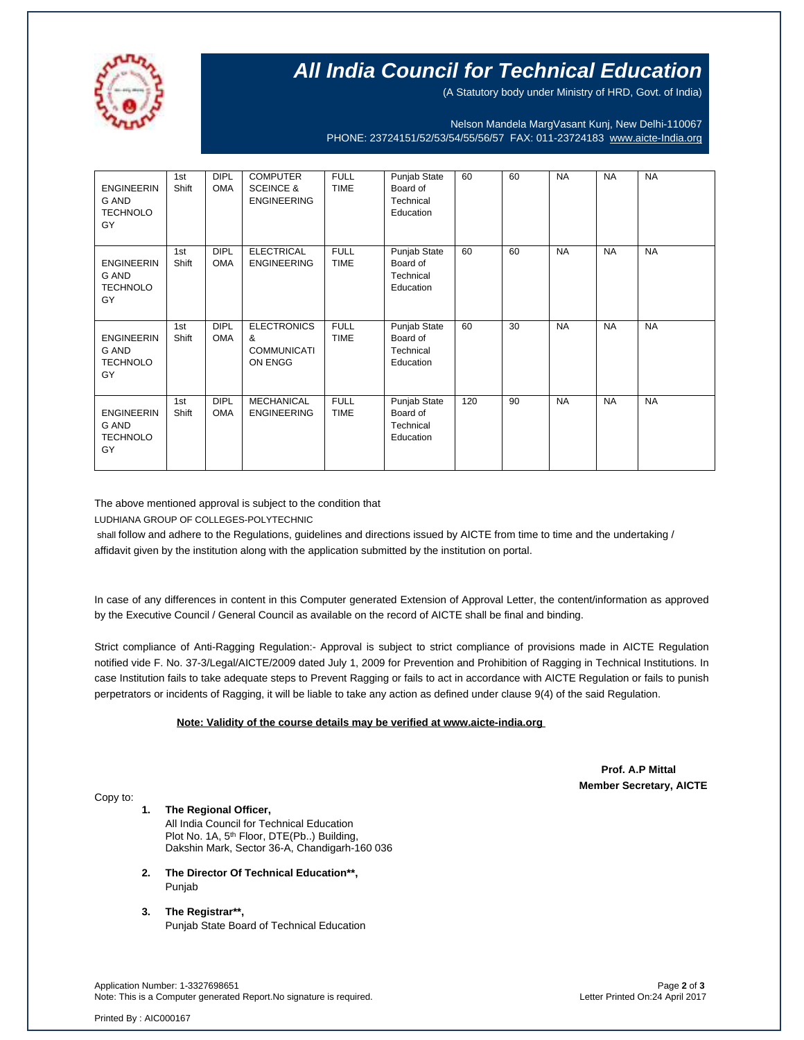# All India Council for Technical Education

(A Statutory body under Ministry of HRD, Govt. of India)

Nelson Mandela MargVasant Kunj, New Delhi-110067
PHONE: 23724151/52/53/54/55/56/57 FAX: 011-23724183 www.aicte-India.org

| | | | | | | | | | | |
|---|---|---|---|---|---|---|---|---|---|---|
| ENGINEERING AND TECHNOLOGY | 1st Shift | DIPLOMA | COMPUTER SCEINCE & ENGINEERING | FULL TIME | Punjab State Board of Technical Education | 60 | 60 | NA | NA | NA |
| ENGINEERING AND TECHNOLOGY | 1st Shift | DIPLOMA | ELECTRICAL ENGINEERING | FULL TIME | Punjab State Board of Technical Education | 60 | 60 | NA | NA | NA |
| ENGINEERING AND TECHNOLOGY | 1st Shift | DIPLOMA | ELECTRONICS & COMMUNICATION ENGG | FULL TIME | Punjab State Board of Technical Education | 60 | 30 | NA | NA | NA |
| ENGINEERING AND TECHNOLOGY | 1st Shift | DIPLOMA | MECHANICAL ENGINEERING | FULL TIME | Punjab State Board of Technical Education | 120 | 90 | NA | NA | NA |

The above mentioned approval is subject to the condition that

LUDHIANA GROUP OF COLLEGES-POLYTECHNIC

shall follow and adhere to the Regulations, guidelines and directions issued by AICTE from time to time and the undertaking / affidavit given by the institution along with the application submitted by the institution on portal.

In case of any differences in content in this Computer generated Extension of Approval Letter, the content/information as approved by the Executive Council / General Council as available on the record of AICTE shall be final and binding.

Strict compliance of Anti-Ragging Regulation:- Approval is subject to strict compliance of provisions made in AICTE Regulation notified vide F. No. 37-3/Legal/AICTE/2009 dated July 1, 2009 for Prevention and Prohibition of Ragging in Technical Institutions. In case Institution fails to take adequate steps to Prevent Ragging or fails to act in accordance with AICTE Regulation or fails to punish perpetrators or incidents of Ragging, it will be liable to take any action as defined under clause 9(4) of the said Regulation.

**Note: Validity of the course details may be verified at www.aicte-india.org**

**Prof. A.P Mittal**
**Member Secretary, AICTE**

Copy to:

1. **The Regional Officer,**
   All India Council for Technical Education
   Plot No. 1A, 5th Floor, DTE(Pb..) Building,
   Dakshin Mark, Sector 36-A, Chandigarh-160 036

2. **The Director Of Technical Education\*\*,**
   Punjab

3. **The Registrar\*\*,**
   Punjab State Board of Technical Education

Application Number: 1-3327698651
Note: This is a Computer generated Report.No signature is required.

Letter Printed On:24 April 2017

Printed By : AIC000167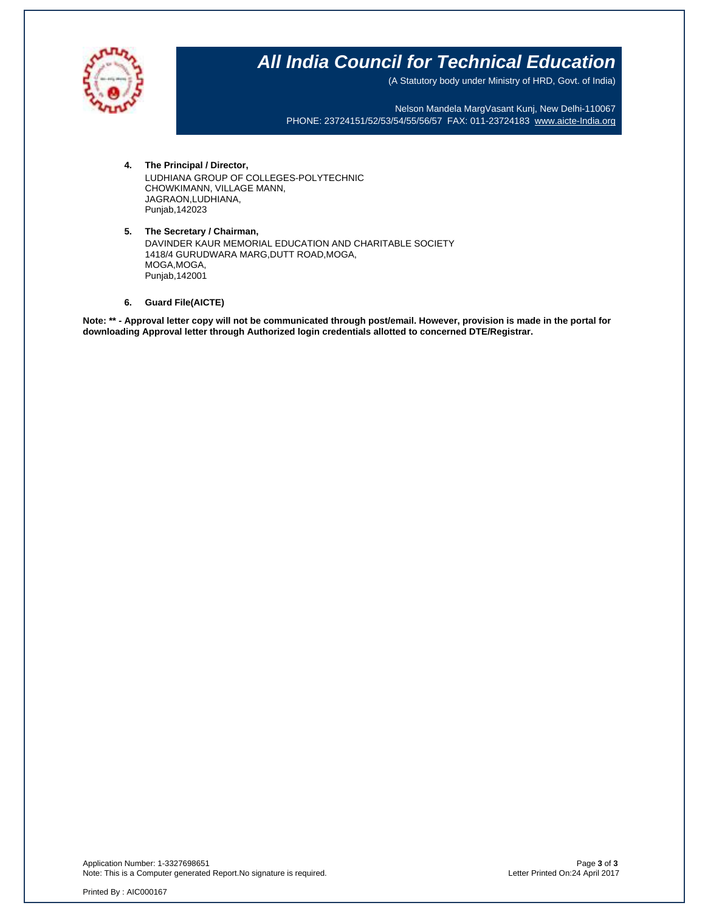4. **The Principal / Director,**
   LUDHIANA GROUP OF COLLEGES-POLYTECHNIC
   CHOWKIMANN, VILLAGE MANN,
   JAGRAON,LUDHIANA,
   Punjab,142023

5. **The Secretary / Chairman,**
   DAVINDER KAUR MEMORIAL EDUCATION AND CHARITABLE SOCIETY
   1418/4 GURUDWARA MARG,DUTT ROAD,MOGA,
   MOGA,MOGA,
   Punjab,142001

6. **Guard File(AICTE)**

**Note: ** - Approval letter copy will not be communicated through post/email. However, provision is made in the portal for downloading Approval letter through Authorized login credentials allotted to concerned DTE/Registrar.**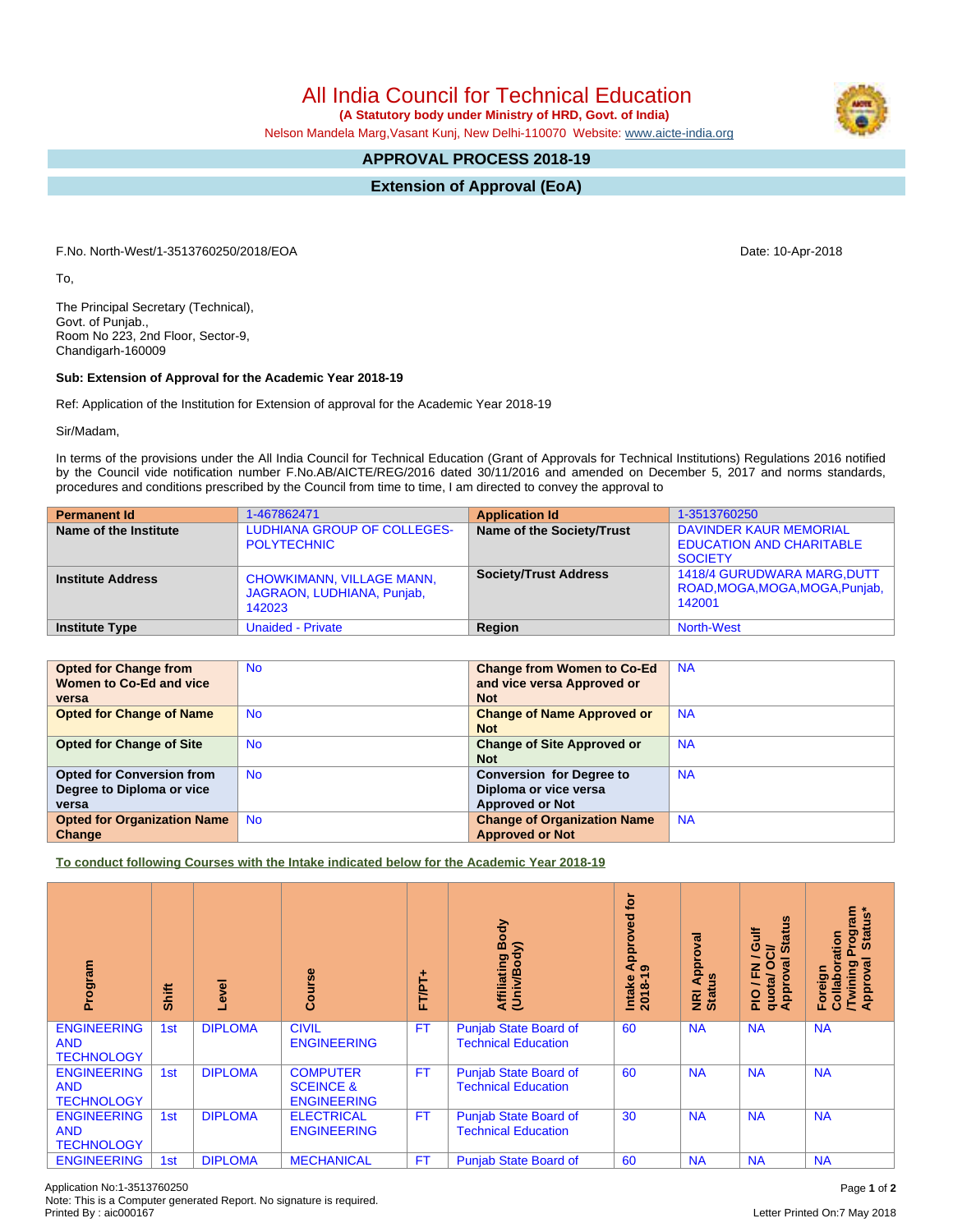# All India Council for Technical Education

**(A Statutory body under Ministry of HRD, Govt. of India)**

Nelson Mandela Marg,Vasant Kunj, New Delhi-110070 Website: www.aicte-india.org

## APPROVAL PROCESS 2018-19

## Extension of Approval (EoA)

F.No. North-West/1-3513760250/2018/EOA

Date: 10-Apr-2018

To,

The Principal Secretary (Technical),
Govt. of Punjab.,
Room No 223, 2nd Floor, Sector-9,
Chandigarh-160009

**Sub: Extension of Approval for the Academic Year 2018-19**

Ref: Application of the Institution for Extension of approval for the Academic Year 2018-19

Sir/Madam,

In terms of the provisions under the All India Council for Technical Education (Grant of Approvals for Technical Institutions) Regulations 2016 notified by the Council vide notification number F.No.AB/AICTE/REG/2016 dated 30/11/2016 and amended on December 5, 2017 and norms standards, procedures and conditions prescribed by the Council from time to time, I am directed to convey the approval to

| **Permanent Id** | 1-467862471 | **Application Id** | 1-3513760250 |
|---|---|---|---|
| **Name of the Institute** | LUDHIANA GROUP OF COLLEGES-POLYTECHNIC | **Name of the Society/Trust** | DAVINDER KAUR MEMORIAL EDUCATION AND CHARITABLE SOCIETY |
| **Institute Address** | CHOWKIMANN, VILLAGE MANN, JAGRAON, LUDHIANA, Punjab, 142023 | **Society/Trust Address** | 1418/4 GURUDWARA MARG,DUTT ROAD,MOGA,MOGA,MOGA,Punjab, 142001 |
| **Institute Type** | Unaided - Private | **Region** | North-West |

| **Opted for Change from Women to Co-Ed and vice versa** | No | **Change from Women to Co-Ed and vice versa Approved or Not** | NA |
|---|---|---|---|
| **Opted for Change of Name** | No | **Change of Name Approved or Not** | NA |
| **Opted for Change of Site** | No | **Change of Site Approved or Not** | NA |
| **Opted for Conversion from Degree to Diploma or vice versa** | No | **Conversion for Degree to Diploma or vice versa Approved or Not** | NA |
| **Opted for Organization Name Change** | No | **Change of Organization Name Approved or Not** | NA |

**To conduct following Courses with the Intake indicated below for the Academic Year 2018-19**

| Program | Shift | Level | Course | FT/PT+ | Affiliating Body (Univ/Body) | Intake Approved for 2018-19 | NRI Approval Status | PIO / FN / Gulf quota/ OCI/ Approval Status | Foreign Collaboration /Twining Program Approval Status* |
|---|---|---|---|---|---|---|---|---|---|
| ENGINEERING AND TECHNOLOGY | 1st | DIPLOMA | CIVIL ENGINEERING | FT | Punjab State Board of Technical Education | 60 | NA | NA | NA |
| ENGINEERING AND TECHNOLOGY | 1st | DIPLOMA | COMPUTER SCEINCE & ENGINEERING | FT | Punjab State Board of Technical Education | 60 | NA | NA | NA |
| ENGINEERING AND TECHNOLOGY | 1st | DIPLOMA | ELECTRICAL ENGINEERING | FT | Punjab State Board of Technical Education | 30 | NA | NA | NA |
| ENGINEERING | 1st | DIPLOMA | MECHANICAL | FT | Punjab State Board of | 60 | NA | NA | NA |

Application No:1-3513760250
Note: This is a Computer generated Report. No signature is required.
Printed By : aic000167

Letter Printed On:7 May 2018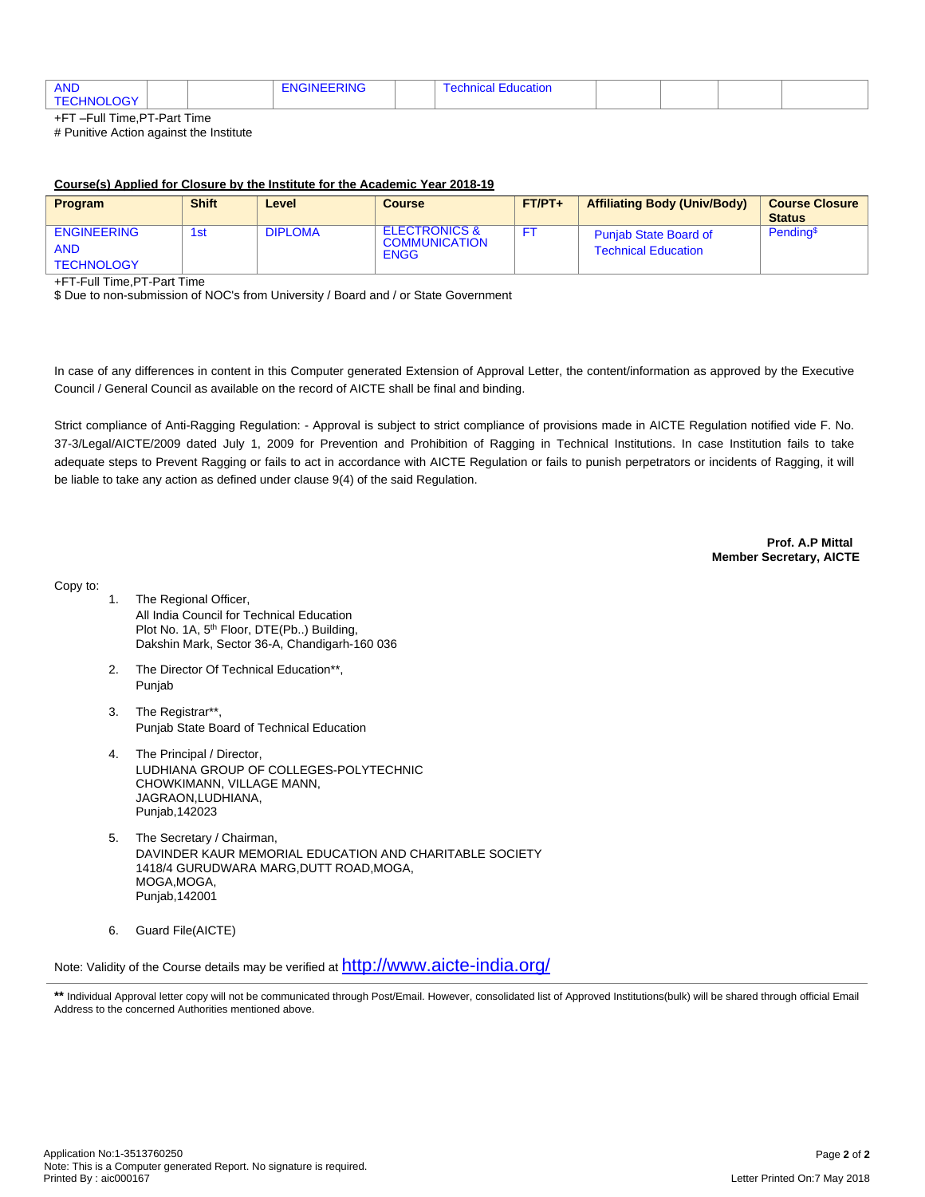| AND TECHNOLOGY | | | ENGINEERING | | Technical Education | | | | |
|---|---|---|---|---|---|---|---|---|---|

+FT –Full Time,PT-Part Time

# Punitive Action against the Institute

**Course(s) Applied for Closure by the Institute for the Academic Year 2018-19**

| Program | Shift | Level | Course | FT/PT+ | Affiliating Body (Univ/Body) | Course Closure Status |
|---|---|---|---|---|---|---|
| ENGINEERING AND TECHNOLOGY | 1st | DIPLOMA | ELECTRONICS & COMMUNICATION ENGG | FT | Punjab State Board of Technical Education | Pending$ |

+FT-Full Time,PT-Part Time

$ Due to non-submission of NOC's from University / Board and / or State Government

In case of any differences in content in this Computer generated Extension of Approval Letter, the content/information as approved by the Executive Council / General Council as available on the record of AICTE shall be final and binding.

Strict compliance of Anti-Ragging Regulation: - Approval is subject to strict compliance of provisions made in AICTE Regulation notified vide F. No. 37-3/Legal/AICTE/2009 dated July 1, 2009 for Prevention and Prohibition of Ragging in Technical Institutions. In case Institution fails to take adequate steps to Prevent Ragging or fails to act in accordance with AICTE Regulation or fails to punish perpetrators or incidents of Ragging, it will be liable to take any action as defined under clause 9(4) of the said Regulation.

**Prof. A.P Mittal**
**Member Secretary, AICTE**

Copy to:

1. The Regional Officer,
   All India Council for Technical Education
   Plot No. 1A, 5th Floor, DTE(Pb..) Building,
   Dakshin Mark, Sector 36-A, Chandigarh-160 036
2. The Director Of Technical Education**,
   Punjab
3. The Registrar**,
   Punjab State Board of Technical Education
4. The Principal / Director,
   LUDHIANA GROUP OF COLLEGES-POLYTECHNIC
   CHOWKIMANN, VILLAGE MANN,
   JAGRAON,LUDHIANA,
   Punjab,142023
5. The Secretary / Chairman,
   DAVINDER KAUR MEMORIAL EDUCATION AND CHARITABLE SOCIETY
   1418/4 GURUDWARA MARG,DUTT ROAD,MOGA,
   MOGA,MOGA,
   Punjab,142001
6. Guard File(AICTE)

Note: Validity of the Course details may be verified at http://www.aicte-india.org/

**\*\*** Individual Approval letter copy will not be communicated through Post/Email. However, consolidated list of Approved Institutions(bulk) will be shared through official Email Address to the concerned Authorities mentioned above.

Application No:1-3513760250
Note: This is a Computer generated Report. No signature is required.
Printed By : aic000167

Letter Printed On:7 May 2018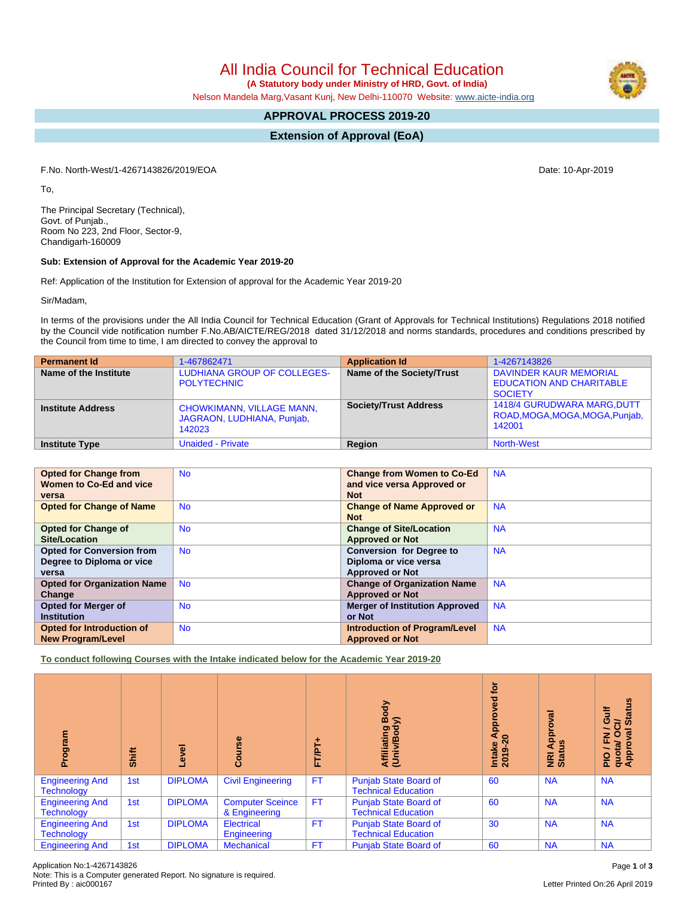# All India Council for Technical Education

**(A Statutory body under Ministry of HRD, Govt. of India)**

Nelson Mandela Marg,Vasant Kunj, New Delhi-110070 Website: www.aicte-india.org

## APPROVAL PROCESS 2019-20

## Extension of Approval (EoA)

F.No. North-West/1-4267143826/2019/EOA

Date: 10-Apr-2019

To,

The Principal Secretary (Technical),
Govt. of Punjab.,
Room No 223, 2nd Floor, Sector-9,
Chandigarh-160009

**Sub: Extension of Approval for the Academic Year 2019-20**

Ref: Application of the Institution for Extension of approval for the Academic Year 2019-20

Sir/Madam,

In terms of the provisions under the All India Council for Technical Education (Grant of Approvals for Technical Institutions) Regulations 2018 notified by the Council vide notification number F.No.AB/AICTE/REG/2018 dated 31/12/2018 and norms standards, procedures and conditions prescribed by the Council from time to time, I am directed to convey the approval to

| **Permanent Id** | 1-467862471 | **Application Id** | 1-4267143826 |
|---|---|---|---|
| **Name of the Institute** | LUDHIANA GROUP OF COLLEGES-POLYTECHNIC | **Name of the Society/Trust** | DAVINDER KAUR MEMORIAL EDUCATION AND CHARITABLE SOCIETY |
| **Institute Address** | CHOWKIMANN, VILLAGE MANN, JAGRAON, LUDHIANA, Punjab, 142023 | **Society/Trust Address** | 1418/4 GURUDWARA MARG,DUTT ROAD,MOGA,MOGA,MOGA,Punjab, 142001 |
| **Institute Type** | Unaided - Private | **Region** | North-West |

| **Opted for Change from Women to Co-Ed and vice versa** | No | **Change from Women to Co-Ed and vice versa Approved or Not** | NA |
|---|---|---|---|
| **Opted for Change of Name** | No | **Change of Name Approved or Not** | NA |
| **Opted for Change of Site/Location** | No | **Change of Site/Location Approved or Not** | NA |
| **Opted for Conversion from Degree to Diploma or vice versa** | No | **Conversion for Degree to Diploma or vice versa Approved or Not** | NA |
| **Opted for Organization Name Change** | No | **Change of Organization Name Approved or Not** | NA |
| **Opted for Merger of Institution** | No | **Merger of Institution Approved or Not** | NA |
| **Opted for Introduction of New Program/Level** | No | **Introduction of Program/Level Approved or Not** | NA |

**To conduct following Courses with the Intake indicated below for the Academic Year 2019-20**

| Program | Shift | Level | Course | FT/PT+ | Affiliating Body (Univ/Body) | Intake Approved for 2019-20 | NRI Approval Status | PIO / FN / Gulf quota/ OCI/ Approval Status |
|---|---|---|---|---|---|---|---|---|
| Engineering And Technology | 1st | DIPLOMA | Civil Engineering | FT | Punjab State Board of Technical Education | 60 | NA | NA |
| Engineering And Technology | 1st | DIPLOMA | Computer Sceince & Engineering | FT | Punjab State Board of Technical Education | 60 | NA | NA |
| Engineering And Technology | 1st | DIPLOMA | Electrical Engineering | FT | Punjab State Board of Technical Education | 30 | NA | NA |
| Engineering And | 1st | DIPLOMA | Mechanical | FT | Punjab State Board of | 60 | NA | NA |

Application No:1-4267143826
Note: This is a Computer generated Report. No signature is required.
Printed By : aic000167

Letter Printed On:26 April 2019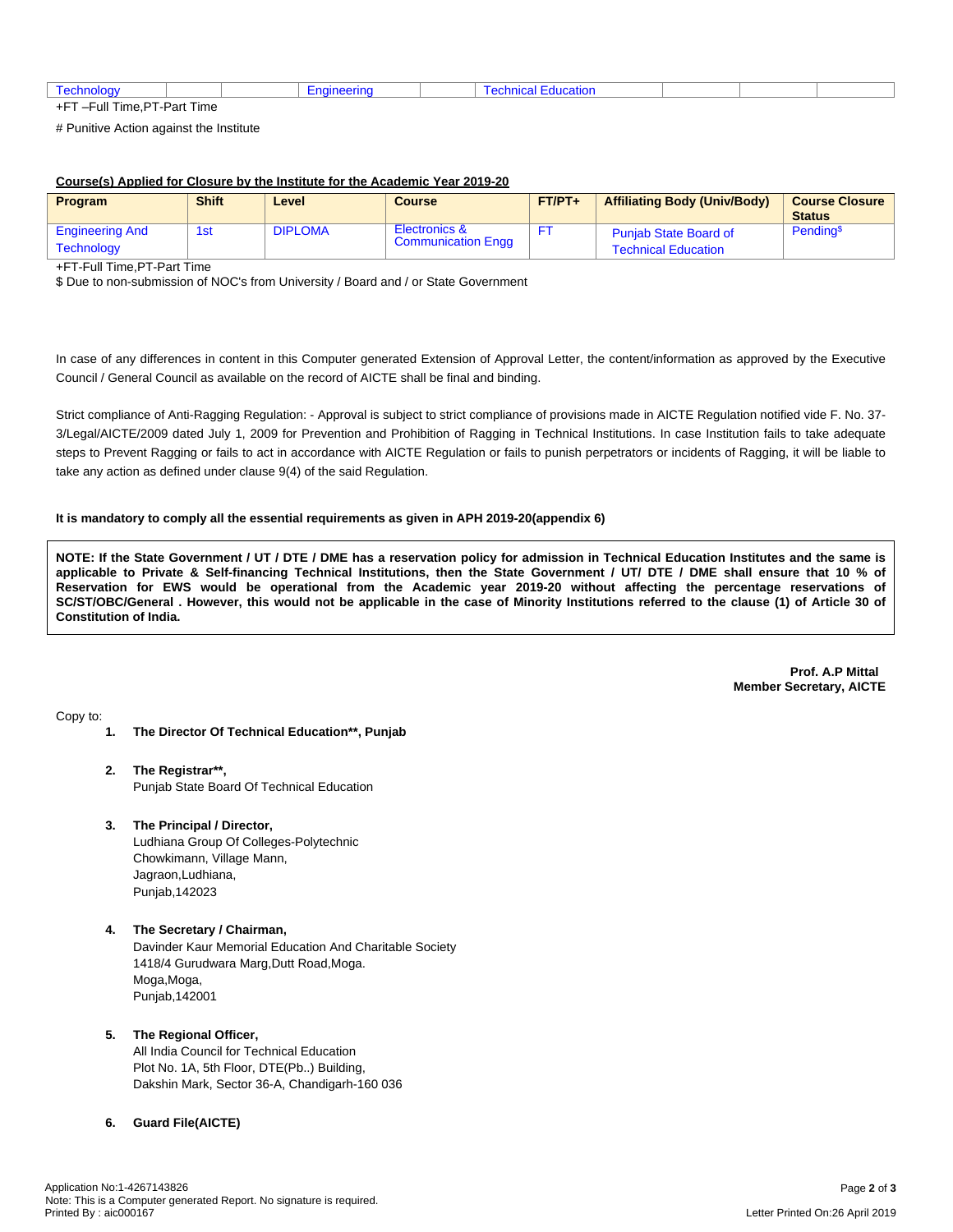| Technology | | | Engineering | | Technical Education | | | |
|---|---|---|---|---|---|---|---|---|

+FT –Full Time,PT-Part Time

# Punitive Action against the Institute

**Course(s) Applied for Closure by the Institute for the Academic Year 2019-20**

| Program | Shift | Level | Course | FT/PT+ | Affiliating Body (Univ/Body) | Course Closure Status |
|---|---|---|---|---|---|---|
| Engineering And Technology | 1st | DIPLOMA | Electronics & Communication Engg | FT | Punjab State Board of Technical Education | Pending$ |

+FT-Full Time,PT-Part Time

$ Due to non-submission of NOC's from University / Board and / or State Government

In case of any differences in content in this Computer generated Extension of Approval Letter, the content/information as approved by the Executive Council / General Council as available on the record of AICTE shall be final and binding.

Strict compliance of Anti-Ragging Regulation: - Approval is subject to strict compliance of provisions made in AICTE Regulation notified vide F. No. 37-3/Legal/AICTE/2009 dated July 1, 2009 for Prevention and Prohibition of Ragging in Technical Institutions. In case Institution fails to take adequate steps to Prevent Ragging or fails to act in accordance with AICTE Regulation or fails to punish perpetrators or incidents of Ragging, it will be liable to take any action as defined under clause 9(4) of the said Regulation.

**It is mandatory to comply all the essential requirements as given in APH 2019-20(appendix 6)**

**NOTE: If the State Government / UT / DTE / DME has a reservation policy for admission in Technical Education Institutes and the same is applicable to Private & Self-financing Technical Institutions, then the State Government / UT/ DTE / DME shall ensure that 10 % of Reservation for EWS would be operational from the Academic year 2019-20 without affecting the percentage reservations of SC/ST/OBC/General . However, this would not be applicable in the case of Minority Institutions referred to the clause (1) of Article 30 of Constitution of India.**

**Prof. A.P Mittal**
**Member Secretary, AICTE**

Copy to:

1. **The Director Of Technical Education**\*\*, **Punjab**

2. **The Registrar**\*\*,
   Punjab State Board Of Technical Education

3. **The Principal / Director,**
   Ludhiana Group Of Colleges-Polytechnic
   Chowkimann, Village Mann,
   Jagraon,Ludhiana,
   Punjab,142023

4. **The Secretary / Chairman,**
   Davinder Kaur Memorial Education And Charitable Society
   1418/4 Gurudwara Marg,Dutt Road,Moga.
   Moga,Moga,
   Punjab,142001

5. **The Regional Officer,**
   All India Council for Technical Education
   Plot No. 1A, 5th Floor, DTE(Pb..) Building,
   Dakshin Mark, Sector 36-A, Chandigarh-160 036

6. **Guard File(AICTE)**

Application No:1-4267143826
Note: This is a Computer generated Report. No signature is required.
Printed By : aic000167

Letter Printed On:26 April 2019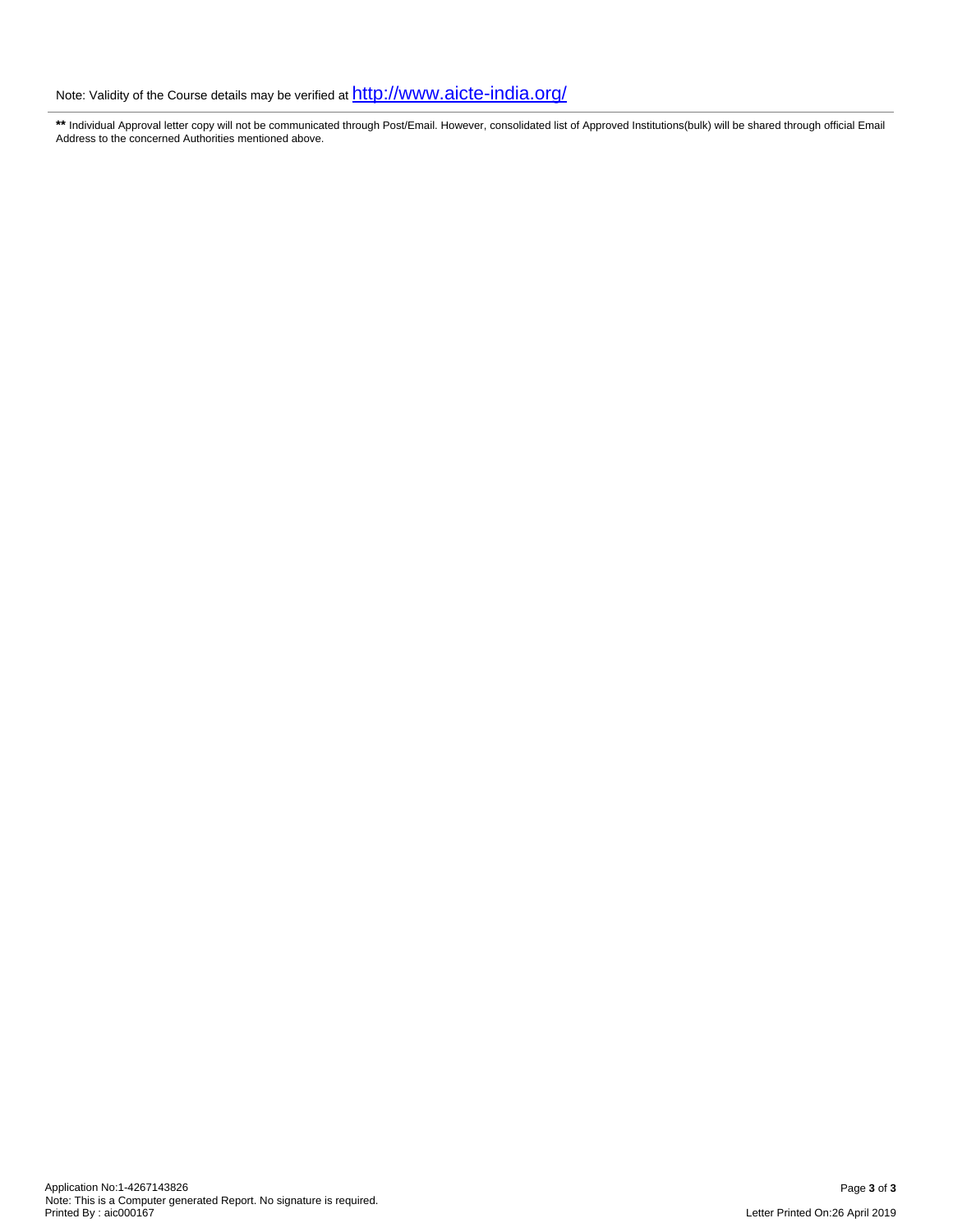Note: Validity of the Course details may be verified at http://www.aicte-india.org/

---

** Individual Approval letter copy will not be communicated through Post/Email. However, consolidated list of Approved Institutions(bulk) will be shared through official Email Address to the concerned Authorities mentioned above.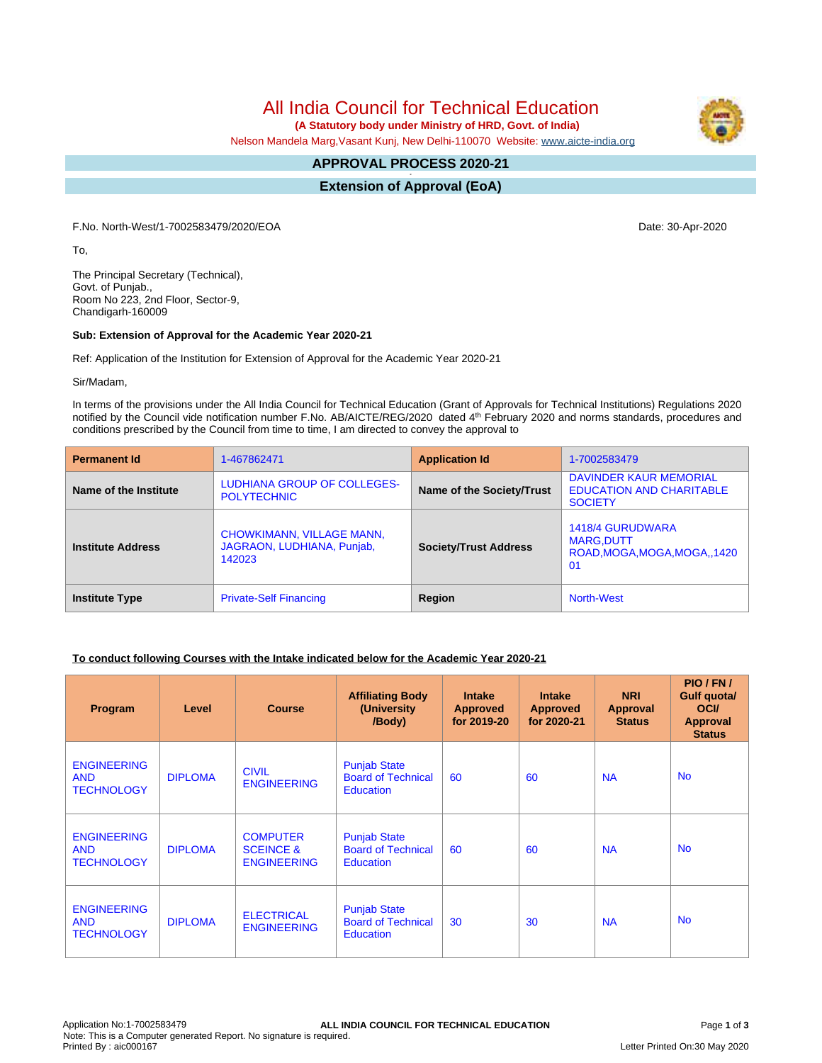# All India Council for Technical Education

**(A Statutory body under Ministry of HRD, Govt. of India)**

Nelson Mandela Marg,Vasant Kunj, New Delhi-110070 Website: www.aicte-india.org

## APPROVAL PROCESS 2020-21

## Extension of Approval (EoA)

F.No. North-West/1-7002583479/2020/EOA

Date: 30-Apr-2020

To,

The Principal Secretary (Technical),
Govt. of Punjab.,
Room No 223, 2nd Floor, Sector-9,
Chandigarh-160009

**Sub: Extension of Approval for the Academic Year 2020-21**

Ref: Application of the Institution for Extension of Approval for the Academic Year 2020-21

Sir/Madam,

In terms of the provisions under the All India Council for Technical Education (Grant of Approvals for Technical Institutions) Regulations 2020 notified by the Council vide notification number F.No. AB/AICTE/REG/2020 dated 4th February 2020 and norms standards, procedures and conditions prescribed by the Council from time to time, I am directed to convey the approval to

| Permanent Id | 1-467862471 | Application Id | 1-7002583479 |
|---|---|---|---|
| Name of the Institute | LUDHIANA GROUP OF COLLEGES-POLYTECHNIC | Name of the Society/Trust | DAVINDER KAUR MEMORIAL EDUCATION AND CHARITABLE SOCIETY |
| Institute Address | CHOWKIMANN, VILLAGE MANN, JAGRAON, LUDHIANA, Punjab, 142023 | Society/Trust Address | 1418/4 GURUDWARA MARG,DUTT ROAD,MOGA,MOGA,MOGA,,142001 |
| Institute Type | Private-Self Financing | Region | North-West |

**To conduct following Courses with the Intake indicated below for the Academic Year 2020-21**

| Program | Level | Course | Affiliating Body (University /Body) | Intake Approved for 2019-20 | Intake Approved for 2020-21 | NRI Approval Status | PIO / FN / Gulf quota/ OCI/ Approval Status |
|---|---|---|---|---|---|---|---|
| ENGINEERING AND TECHNOLOGY | DIPLOMA | CIVIL ENGINEERING | Punjab State Board of Technical Education | 60 | 60 | NA | No |
| ENGINEERING AND TECHNOLOGY | DIPLOMA | COMPUTER SCEINCE & ENGINEERING | Punjab State Board of Technical Education | 60 | 60 | NA | No |
| ENGINEERING AND TECHNOLOGY | DIPLOMA | ELECTRICAL ENGINEERING | Punjab State Board of Technical Education | 30 | 30 | NA | No |

Note: This is a Computer generated Report. No signature is required.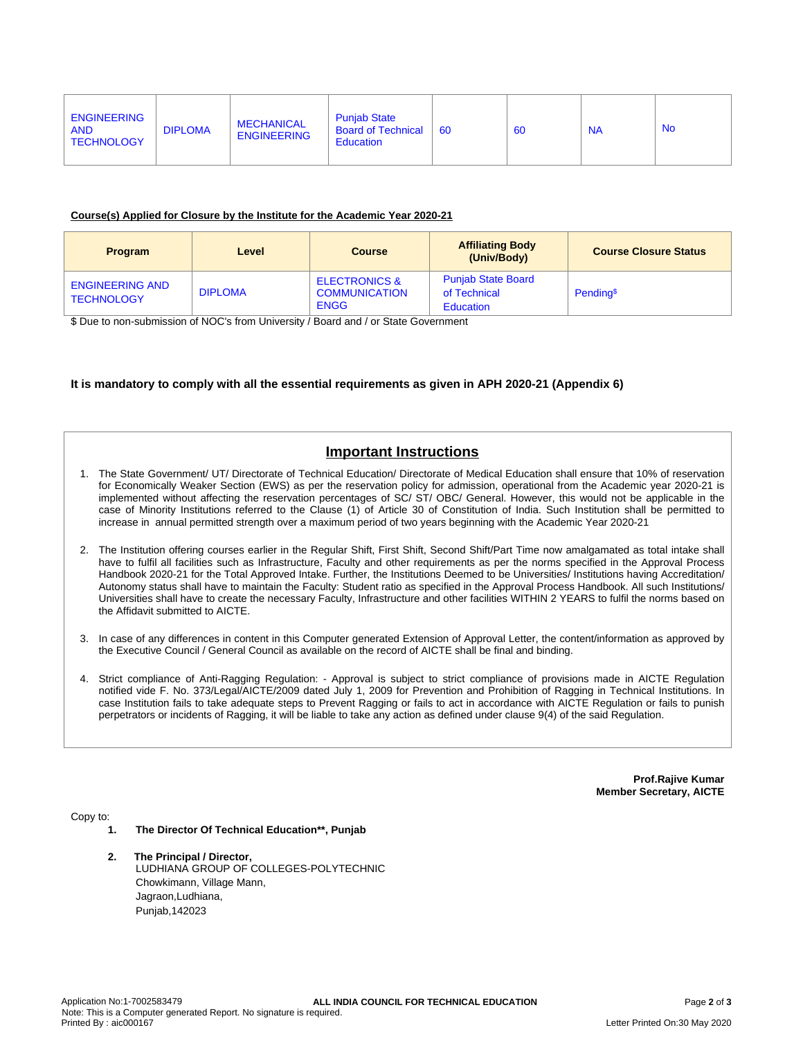| ENGINEERING AND TECHNOLOGY | DIPLOMA | MECHANICAL ENGINEERING | Punjab State Board of Technical Education | 60 | 60 | NA | No |
|---|---|---|---|---|---|---|---|

**Course(s) Applied for Closure by the Institute for the Academic Year 2020-21**

| Program | Level | Course | Affiliating Body (Univ/Body) | Course Closure Status |
|---|---|---|---|---|
| ENGINEERING AND TECHNOLOGY | DIPLOMA | ELECTRONICS & COMMUNICATION ENGG | Punjab State Board of Technical Education | Pending$ |

$ Due to non-submission of NOC's from University / Board and / or State Government

**It is mandatory to comply with all the essential requirements as given in APH 2020-21 (Appendix 6)**

## Important Instructions

1. The State Government/ UT/ Directorate of Technical Education/ Directorate of Medical Education shall ensure that 10% of reservation for Economically Weaker Section (EWS) as per the reservation policy for admission, operational from the Academic year 2020-21 is implemented without affecting the reservation percentages of SC/ ST/ OBC/ General. However, this would not be applicable in the case of Minority Institutions referred to the Clause (1) of Article 30 of Constitution of India. Such Institution shall be permitted to increase in annual permitted strength over a maximum period of two years beginning with the Academic Year 2020-21

2. The Institution offering courses earlier in the Regular Shift, First Shift, Second Shift/Part Time now amalgamated as total intake shall have to fulfil all facilities such as Infrastructure, Faculty and other requirements as per the norms specified in the Approval Process Handbook 2020-21 for the Total Approved Intake. Further, the Institutions Deemed to be Universities/ Institutions having Accreditation/ Autonomy status shall have to maintain the Faculty: Student ratio as specified in the Approval Process Handbook. All such Institutions/ Universities shall have to create the necessary Faculty, Infrastructure and other facilities WITHIN 2 YEARS to fulfil the norms based on the Affidavit submitted to AICTE.

3. In case of any differences in content in this Computer generated Extension of Approval Letter, the content/information as approved by the Executive Council / General Council as available on the record of AICTE shall be final and binding.

4. Strict compliance of Anti-Ragging Regulation: - Approval is subject to strict compliance of provisions made in AICTE Regulation notified vide F. No. 373/Legal/AICTE/2009 dated July 1, 2009 for Prevention and Prohibition of Ragging in Technical Institutions. In case Institution fails to take adequate steps to Prevent Ragging or fails to act in accordance with AICTE Regulation or fails to punish perpetrators or incidents of Ragging, it will be liable to take any action as defined under clause 9(4) of the said Regulation.

**Prof.Rajive Kumar**
**Member Secretary, AICTE**

Copy to:

1. **The Director Of Technical Education**, Punjab**

2. **The Principal / Director,**
   LUDHIANA GROUP OF COLLEGES-POLYTECHNIC
   Chowkimann, Village Mann,
   Jagraon,Ludhiana,
   Punjab,142023

Application No:1-7002583479
Note: This is a Computer generated Report. No signature is required.
Printed By : aic000167
Letter Printed On:30 May 2020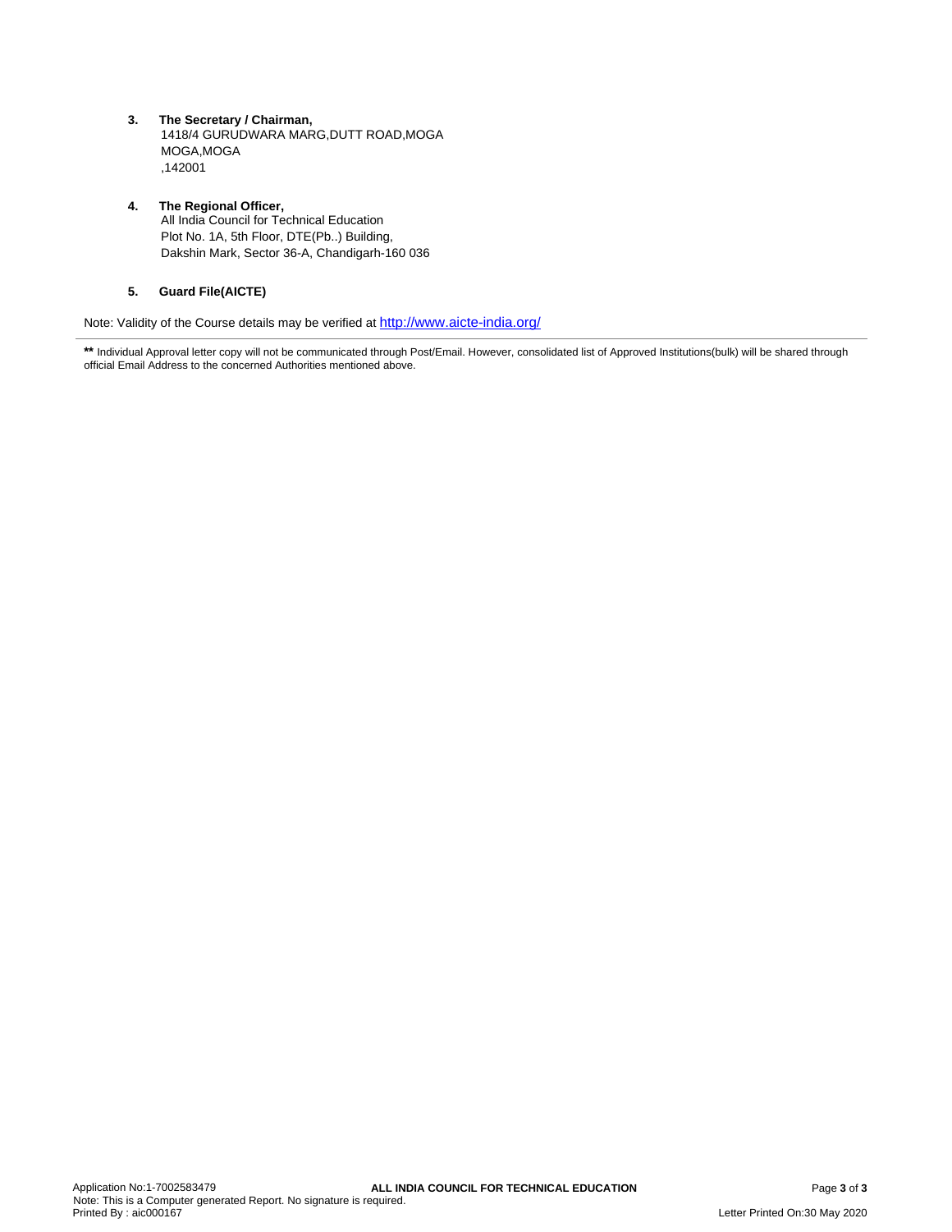3. **The Secretary / Chairman,**
   1418/4 GURUDWARA MARG,DUTT ROAD,MOGA
   MOGA,MOGA
   ,142001

4. **The Regional Officer,**
   All India Council for Technical Education
   Plot No. 1A, 5th Floor, DTE(Pb..) Building,
   Dakshin Mark, Sector 36-A, Chandigarh-160 036

5. **Guard File(AICTE)**

Note: Validity of the Course details may be verified at http://www.aicte-india.org/

---

**\*\*** Individual Approval letter copy will not be communicated through Post/Email. However, consolidated list of Approved Institutions(bulk) will be shared through official Email Address to the concerned Authorities mentioned above.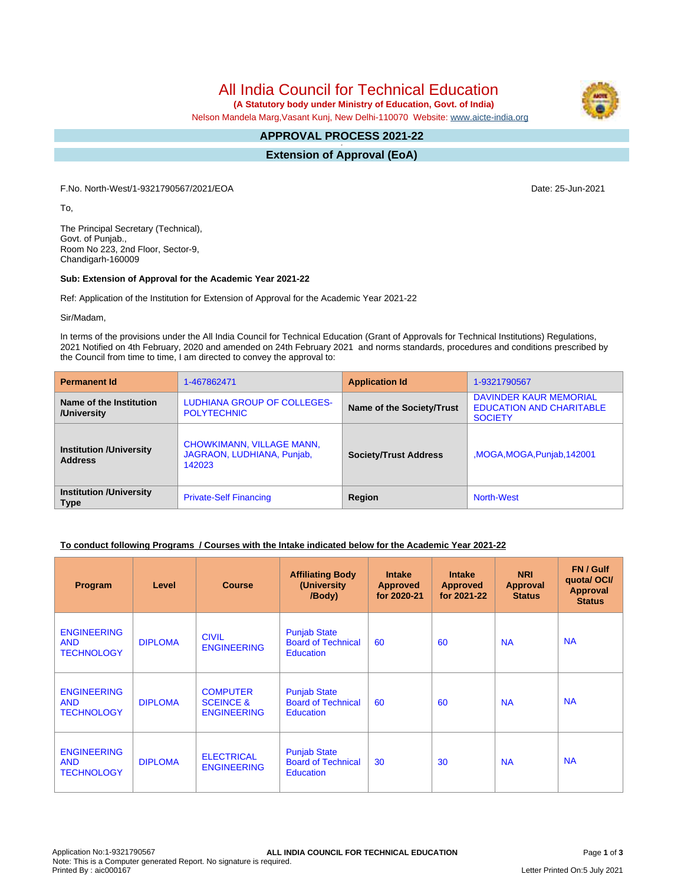# All India Council for Technical Education

**(A Statutory body under Ministry of Education, Govt. of India)**

Nelson Mandela Marg,Vasant Kunj, New Delhi-110070 Website: www.aicte-india.org

## APPROVAL PROCESS 2021-22

## Extension of Approval (EoA)

F.No. North-West/1-9321790567/2021/EOA

Date: 25-Jun-2021

To,

The Principal Secretary (Technical),
Govt. of Punjab.,
Room No 223, 2nd Floor, Sector-9,
Chandigarh-160009

**Sub: Extension of Approval for the Academic Year 2021-22**

Ref: Application of the Institution for Extension of Approval for the Academic Year 2021-22

Sir/Madam,

In terms of the provisions under the All India Council for Technical Education (Grant of Approvals for Technical Institutions) Regulations, 2021 Notified on 4th February, 2020 and amended on 24th February 2021 and norms standards, procedures and conditions prescribed by the Council from time to time, I am directed to convey the approval to:

| **Permanent Id** | 1-467862471 | **Application Id** | 1-9321790567 |
|---|---|---|---|
| **Name of the Institution /University** | LUDHIANA GROUP OF COLLEGES-POLYTECHNIC | **Name of the Society/Trust** | DAVINDER KAUR MEMORIAL EDUCATION AND CHARITABLE SOCIETY |
| **Institution /University Address** | CHOWKIMANN, VILLAGE MANN, JAGRAON, LUDHIANA, Punjab, 142023 | **Society/Trust Address** | ,MOGA,MOGA,Punjab,142001 |
| **Institution /University Type** | Private-Self Financing | **Region** | North-West |

**To conduct following Programs / Courses with the Intake indicated below for the Academic Year 2021-22**

| Program | Level | Course | Affiliating Body (University /Body) | Intake Approved for 2020-21 | Intake Approved for 2021-22 | NRI Approval Status | FN / Gulf quota/ OCI/ Approval Status |
|---|---|---|---|---|---|---|---|
| ENGINEERING AND TECHNOLOGY | DIPLOMA | CIVIL ENGINEERING | Punjab State Board of Technical Education | 60 | 60 | NA | NA |
| ENGINEERING AND TECHNOLOGY | DIPLOMA | COMPUTER SCEINCE & ENGINEERING | Punjab State Board of Technical Education | 60 | 60 | NA | NA |
| ENGINEERING AND TECHNOLOGY | DIPLOMA | ELECTRICAL ENGINEERING | Punjab State Board of Technical Education | 30 | 30 | NA | NA |

Application No:1-9321790567
Note: This is a Computer generated Report. No signature is required.
Printed By : aic000167

Letter Printed On:5 July 2021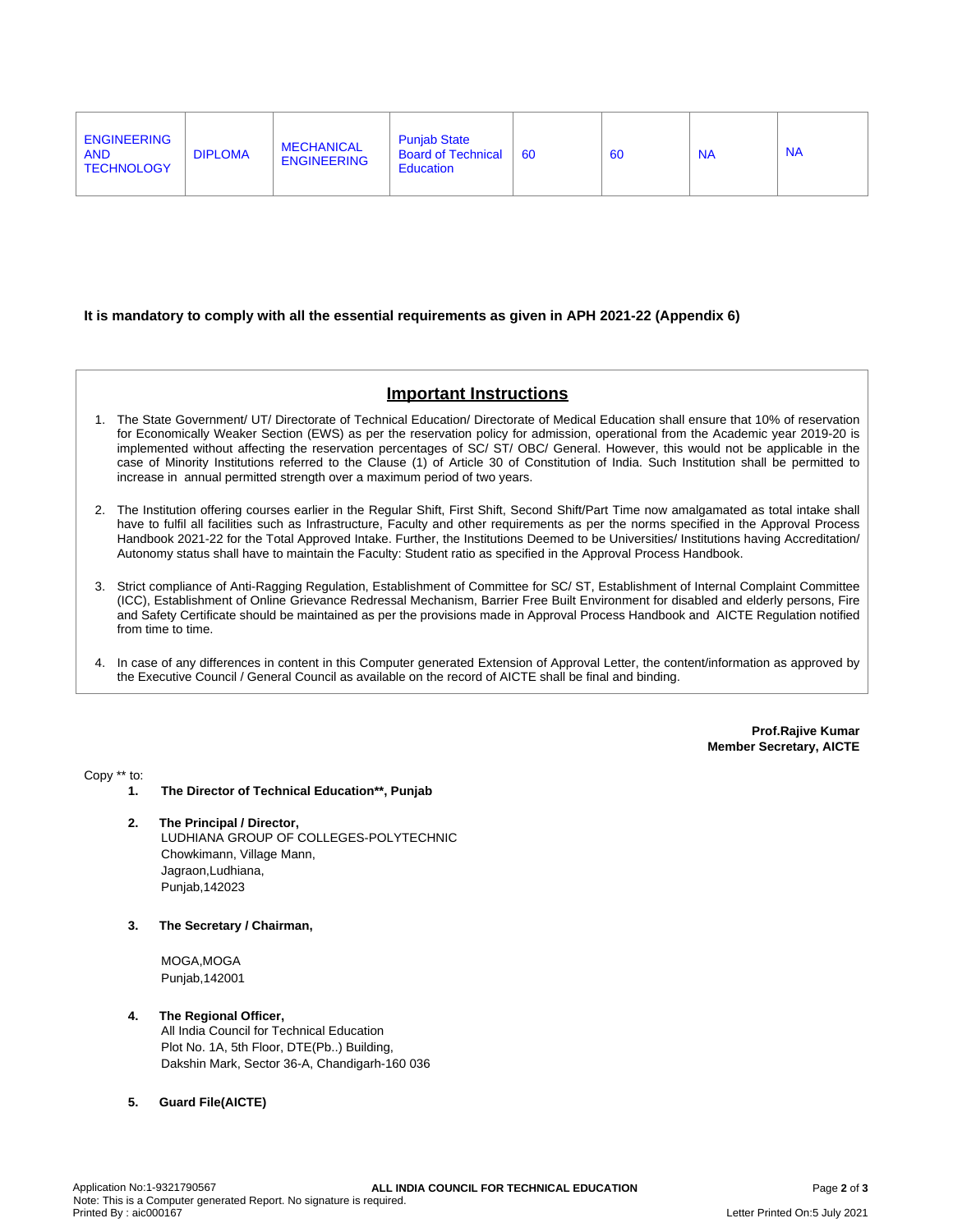| ENGINEERING AND TECHNOLOGY | DIPLOMA | MECHANICAL ENGINEERING | Punjab State Board of Technical Education | 60 | 60 | NA | NA |
|---|---|---|---|---|---|---|---|

**It is mandatory to comply with all the essential requirements as given in APH 2021-22 (Appendix 6)**

## Important Instructions

1. The State Government/ UT/ Directorate of Technical Education/ Directorate of Medical Education shall ensure that 10% of reservation for Economically Weaker Section (EWS) as per the reservation policy for admission, operational from the Academic year 2019-20 is implemented without affecting the reservation percentages of SC/ ST/ OBC/ General. However, this would not be applicable in the case of Minority Institutions referred to the Clause (1) of Article 30 of Constitution of India. Such Institution shall be permitted to increase in annual permitted strength over a maximum period of two years.

2. The Institution offering courses earlier in the Regular Shift, First Shift, Second Shift/Part Time now amalgamated as total intake shall have to fulfil all facilities such as Infrastructure, Faculty and other requirements as per the norms specified in the Approval Process Handbook 2021-22 for the Total Approved Intake. Further, the Institutions Deemed to be Universities/ Institutions having Accreditation/ Autonomy status shall have to maintain the Faculty: Student ratio as specified in the Approval Process Handbook.

3. Strict compliance of Anti-Ragging Regulation, Establishment of Committee for SC/ ST, Establishment of Internal Complaint Committee (ICC), Establishment of Online Grievance Redressal Mechanism, Barrier Free Built Environment for disabled and elderly persons, Fire and Safety Certificate should be maintained as per the provisions made in Approval Process Handbook and AICTE Regulation notified from time to time.

4. In case of any differences in content in this Computer generated Extension of Approval Letter, the content/information as approved by the Executive Council / General Council as available on the record of AICTE shall be final and binding.

**Prof.Rajive Kumar**
**Member Secretary, AICTE**

Copy ** to:

1. **The Director of Technical Education**, Punjab**

2. **The Principal / Director,**
   LUDHIANA GROUP OF COLLEGES-POLYTECHNIC
   Chowkimann, Village Mann,
   Jagraon,Ludhiana,
   Punjab,142023

3. **The Secretary / Chairman,**

   MOGA,MOGA
   Punjab,142001

4. **The Regional Officer,**
   All India Council for Technical Education
   Plot No. 1A, 5th Floor, DTE(Pb..) Building,
   Dakshin Mark, Sector 36-A, Chandigarh-160 036

5. **Guard File(AICTE)**

Application No:1-9321790567
Note: This is a Computer generated Report. No signature is required.
Printed By : aic000167
Letter Printed On:5 July 2021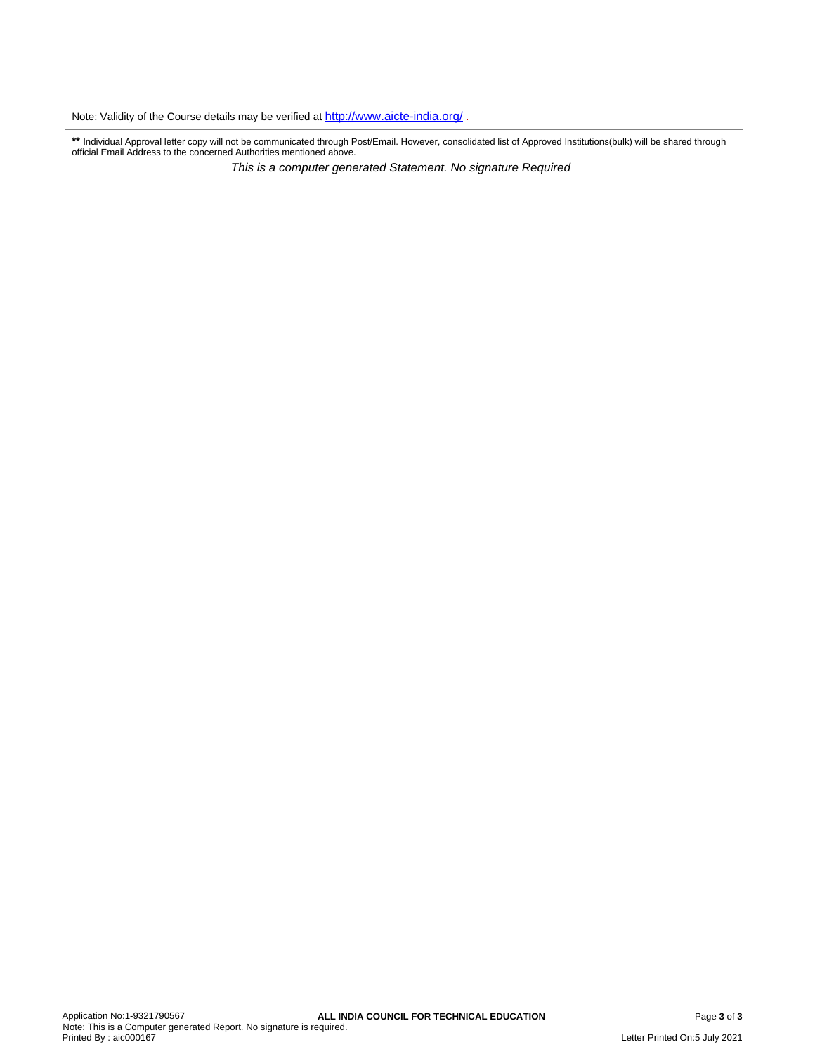Note: Validity of the Course details may be verified at http://www.aicte-india.org/ .

---

** Individual Approval letter copy will not be communicated through Post/Email. However, consolidated list of Approved Institutions(bulk) will be shared through official Email Address to the concerned Authorities mentioned above.

*This is a computer generated Statement. No signature Required*